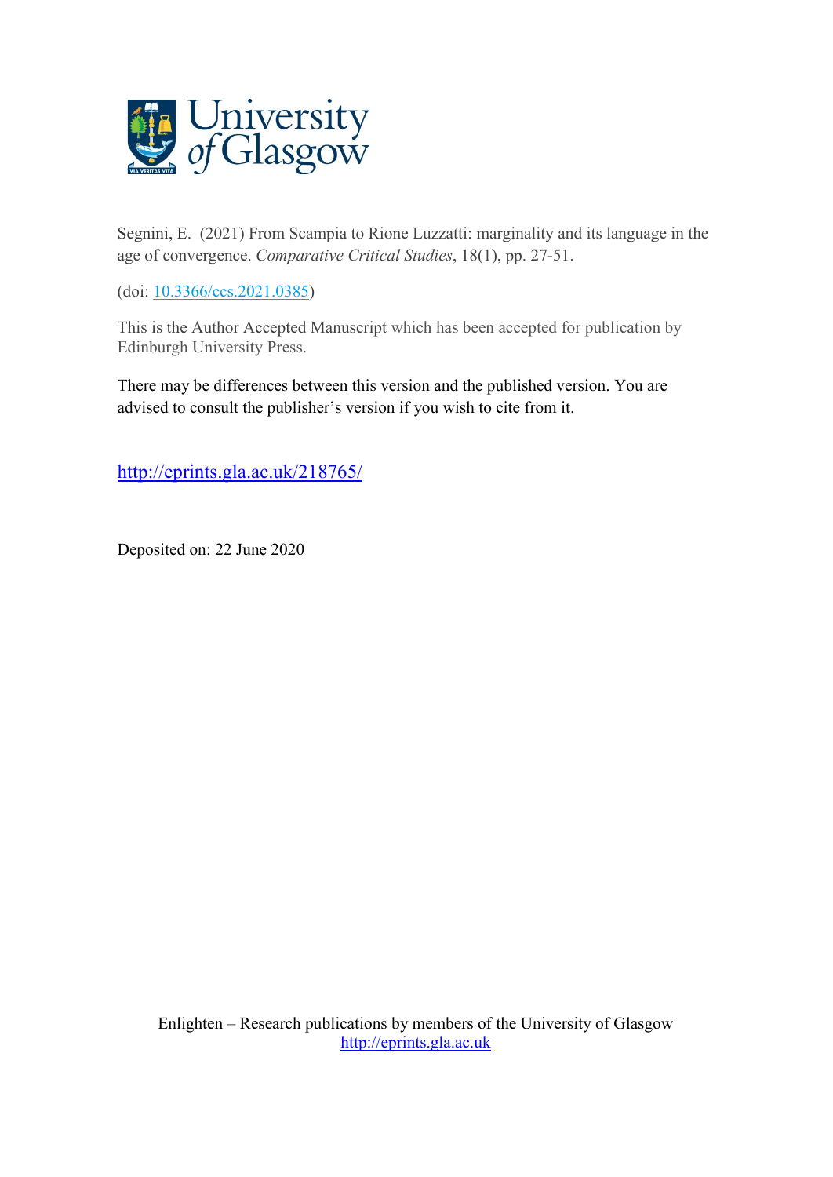Segnini, E. (2021) From Scampia to Rione Luzzatti: marginality and its language in the age of convergence. *Comparative Critical Studies*, 18(1), pp. 27-51.

(doi: [10.3366/ccs.2021.0385](https://doi.org/10.3366/ccs.2021.0385))

This is the Author Accepted Manuscript which has been accepted for publication by Edinburgh University Press.

There may be differences between this version and the published version. You are advised to consult the publisher's version if you wish to cite from it.

[http://eprints.gla.ac.uk/218765/](http://eprints.gla.ac.uk/218765/)

Deposited on: 22 June 2020

Enlighten – Research publications by members of the University of Glasgow
[http://eprints.gla.ac.uk](http://eprints.gla.ac.uk)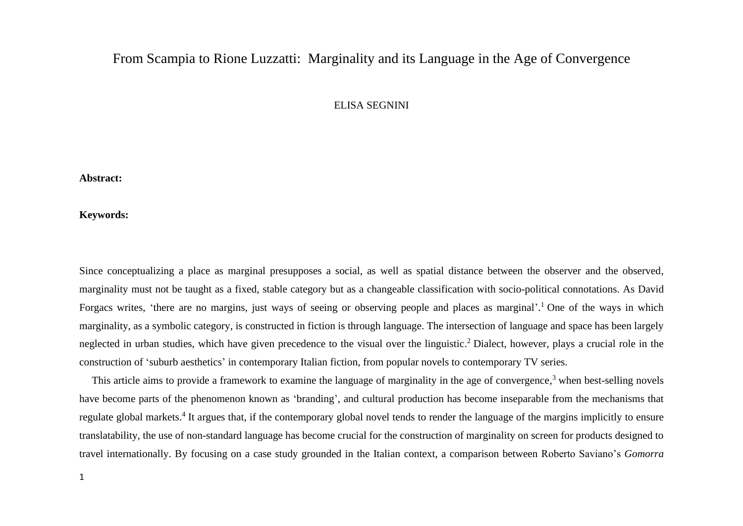# From Scampia to Rione Luzzatti: Marginality and its Language in the Age of Convergence

ELISA SEGNINI

**Abstract:**

**Keywords:**

Since conceptualizing a place as marginal presupposes a social, as well as spatial distance between the observer and the observed, marginality must not be taught as a fixed, stable category but as a changeable classification with socio-political connotations. As David Forgacs writes, 'there are no margins, just ways of seeing or observing people and places as marginal'.[1] One of the ways in which marginality, as a symbolic category, is constructed in fiction is through language. The intersection of language and space has been largely neglected in urban studies, which have given precedence to the visual over the linguistic.[2] Dialect, however, plays a crucial role in the construction of 'suburb aesthetics' in contemporary Italian fiction, from popular novels to contemporary TV series.

This article aims to provide a framework to examine the language of marginality in the age of convergence,[3] when best-selling novels have become parts of the phenomenon known as 'branding', and cultural production has become inseparable from the mechanisms that regulate global markets.[4] It argues that, if the contemporary global novel tends to render the language of the margins implicitly to ensure translatability, the use of non-standard language has become crucial for the construction of marginality on screen for products designed to travel internationally. By focusing on a case study grounded in the Italian context, a comparison between Roberto Saviano's *Gomorra*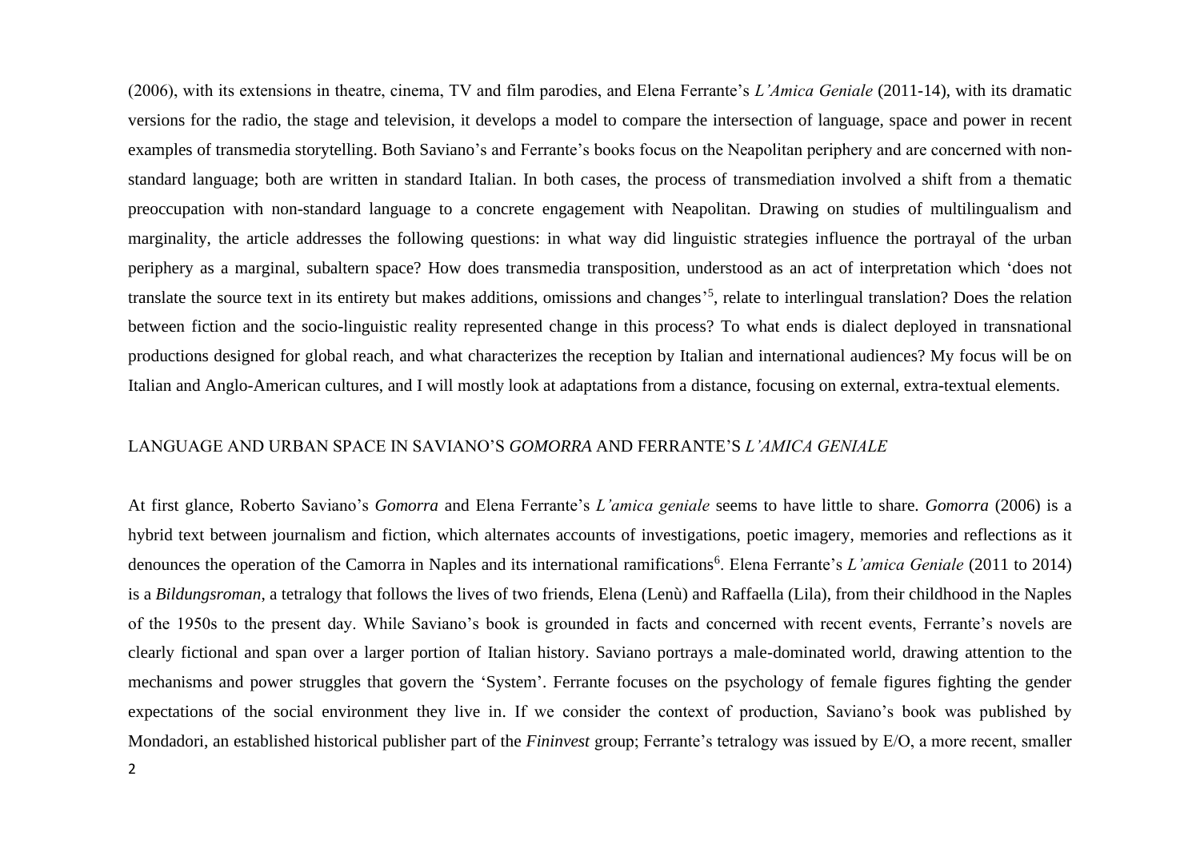(2006), with its extensions in theatre, cinema, TV and film parodies, and Elena Ferrante's *L'Amica Geniale* (2011-14), with its dramatic versions for the radio, the stage and television, it develops a model to compare the intersection of language, space and power in recent examples of transmedia storytelling. Both Saviano's and Ferrante's books focus on the Neapolitan periphery and are concerned with non-standard language; both are written in standard Italian. In both cases, the process of transmediation involved a shift from a thematic preoccupation with non-standard language to a concrete engagement with Neapolitan. Drawing on studies of multilingualism and marginality, the article addresses the following questions: in what way did linguistic strategies influence the portrayal of the urban periphery as a marginal, subaltern space? How does transmedia transposition, understood as an act of interpretation which 'does not translate the source text in its entirety but makes additions, omissions and changes'[5], relate to interlingual translation? Does the relation between fiction and the socio-linguistic reality represented change in this process? To what ends is dialect deployed in transnational productions designed for global reach, and what characterizes the reception by Italian and international audiences? My focus will be on Italian and Anglo-American cultures, and I will mostly look at adaptations from a distance, focusing on external, extra-textual elements.

## LANGUAGE AND URBAN SPACE IN SAVIANO'S *GOMORRA* AND FERRANTE'S *L'AMICA GENIALE*

At first glance, Roberto Saviano's *Gomorra* and Elena Ferrante's *L'amica geniale* seems to have little to share. *Gomorra* (2006) is a hybrid text between journalism and fiction, which alternates accounts of investigations, poetic imagery, memories and reflections as it denounces the operation of the Camorra in Naples and its international ramifications[6]. Elena Ferrante's *L'amica Geniale* (2011 to 2014) is a *Bildungsroman*, a tetralogy that follows the lives of two friends, Elena (Lenù) and Raffaella (Lila), from their childhood in the Naples of the 1950s to the present day. While Saviano's book is grounded in facts and concerned with recent events, Ferrante's novels are clearly fictional and span over a larger portion of Italian history. Saviano portrays a male-dominated world, drawing attention to the mechanisms and power struggles that govern the 'System'. Ferrante focuses on the psychology of female figures fighting the gender expectations of the social environment they live in. If we consider the context of production, Saviano's book was published by Mondadori, an established historical publisher part of the *Fininvest* group; Ferrante's tetralogy was issued by E/O, a more recent, smaller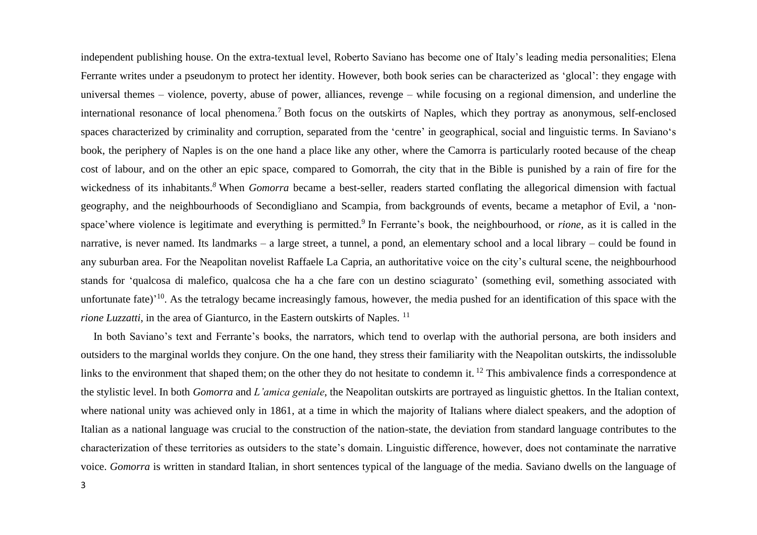independent publishing house. On the extra-textual level, Roberto Saviano has become one of Italy's leading media personalities; Elena Ferrante writes under a pseudonym to protect her identity. However, both book series can be characterized as 'glocal': they engage with universal themes – violence, poverty, abuse of power, alliances, revenge – while focusing on a regional dimension, and underline the international resonance of local phenomena.[7] Both focus on the outskirts of Naples, which they portray as anonymous, self-enclosed spaces characterized by criminality and corruption, separated from the 'centre' in geographical, social and linguistic terms. In Saviano's book, the periphery of Naples is on the one hand a place like any other, where the Camorra is particularly rooted because of the cheap cost of labour, and on the other an epic space, compared to Gomorrah, the city that in the Bible is punished by a rain of fire for the wickedness of its inhabitants.[8] When *Gomorra* became a best-seller, readers started conflating the allegorical dimension with factual geography, and the neighbourhoods of Secondigliano and Scampia, from backgrounds of events, became a metaphor of Evil, a 'non-space'where violence is legitimate and everything is permitted.[9] In Ferrante's book, the neighbourhood, or *rione*, as it is called in the narrative, is never named. Its landmarks – a large street, a tunnel, a pond, an elementary school and a local library – could be found in any suburban area. For the Neapolitan novelist Raffaele La Capria, an authoritative voice on the city's cultural scene, the neighbourhood stands for 'qualcosa di malefico, qualcosa che ha a che fare con un destino sciagurato' (something evil, something associated with unfortunate fate)'[10]. As the tetralogy became increasingly famous, however, the media pushed for an identification of this space with the *rione Luzzatti*, in the area of Gianturco, in the Eastern outskirts of Naples.[11]

In both Saviano's text and Ferrante's books, the narrators, which tend to overlap with the authorial persona, are both insiders and outsiders to the marginal worlds they conjure. On the one hand, they stress their familiarity with the Neapolitan outskirts, the indissoluble links to the environment that shaped them; on the other they do not hesitate to condemn it.[12] This ambivalence finds a correspondence at the stylistic level. In both *Gomorra* and *L'amica geniale*, the Neapolitan outskirts are portrayed as linguistic ghettos. In the Italian context, where national unity was achieved only in 1861, at a time in which the majority of Italians where dialect speakers, and the adoption of Italian as a national language was crucial to the construction of the nation-state, the deviation from standard language contributes to the characterization of these territories as outsiders to the state's domain. Linguistic difference, however, does not contaminate the narrative voice. *Gomorra* is written in standard Italian, in short sentences typical of the language of the media. Saviano dwells on the language of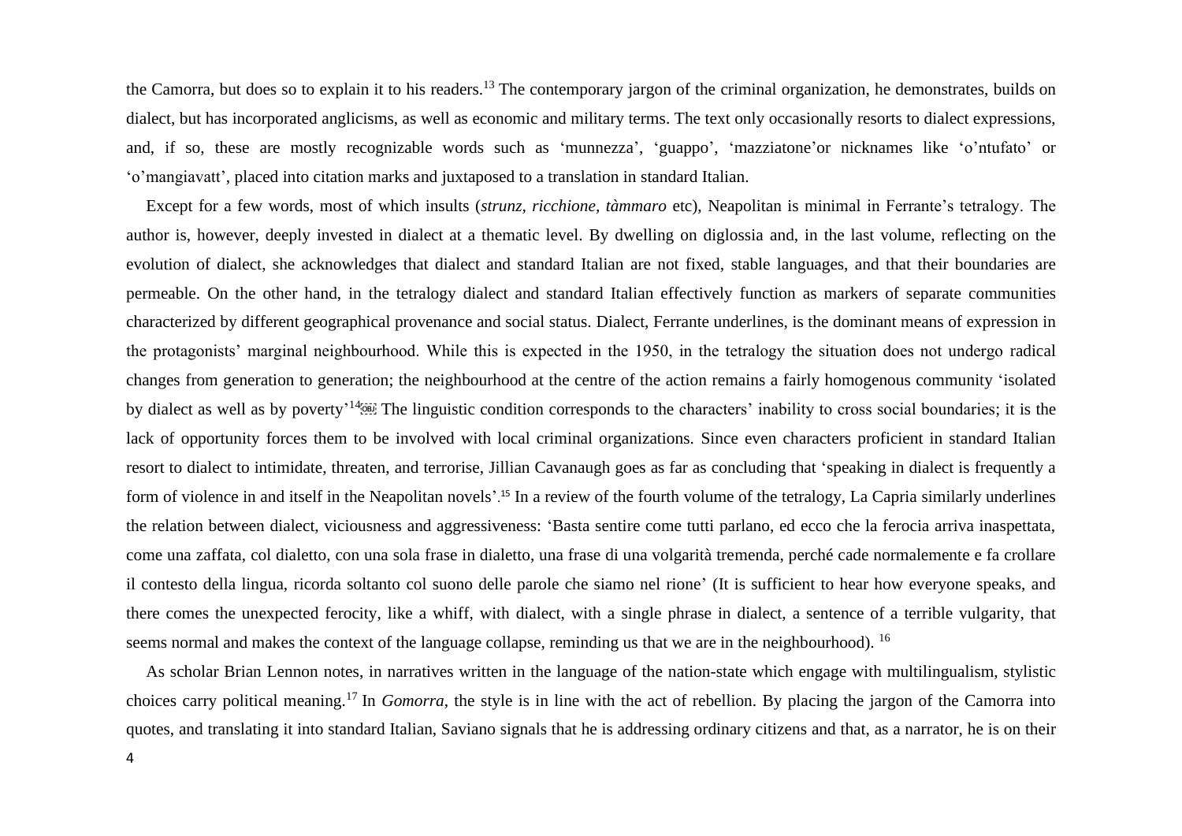the Camorra, but does so to explain it to his readers.[13] The contemporary jargon of the criminal organization, he demonstrates, builds on dialect, but has incorporated anglicisms, as well as economic and military terms. The text only occasionally resorts to dialect expressions, and, if so, these are mostly recognizable words such as 'munnezza', 'guappo', 'mazziatone'or nicknames like 'o'ntufato' or 'o'mangiavatt', placed into citation marks and juxtaposed to a translation in standard Italian.

Except for a few words, most of which insults (*strunz, ricchione, tàmmaro* etc), Neapolitan is minimal in Ferrante's tetralogy. The author is, however, deeply invested in dialect at a thematic level. By dwelling on diglossia and, in the last volume, reflecting on the evolution of dialect, she acknowledges that dialect and standard Italian are not fixed, stable languages, and that their boundaries are permeable. On the other hand, in the tetralogy dialect and standard Italian effectively function as markers of separate communities characterized by different geographical provenance and social status. Dialect, Ferrante underlines, is the dominant means of expression in the protagonists' marginal neighbourhood. While this is expected in the 1950, in the tetralogy the situation does not undergo radical changes from generation to generation; the neighbourhood at the centre of the action remains a fairly homogenous community 'isolated by dialect as well as by poverty'[14] The linguistic condition corresponds to the characters' inability to cross social boundaries; it is the lack of opportunity forces them to be involved with local criminal organizations. Since even characters proficient in standard Italian resort to dialect to intimidate, threaten, and terrorise, Jillian Cavanaugh goes as far as concluding that 'speaking in dialect is frequently a form of violence in and itself in the Neapolitan novels'.[15] In a review of the fourth volume of the tetralogy, La Capria similarly underlines the relation between dialect, viciousness and aggressiveness: 'Basta sentire come tutti parlano, ed ecco che la ferocia arriva inaspettata, come una zaffata, col dialetto, con una sola frase in dialetto, una frase di una volgarità tremenda, perché cade normalemente e fa crollare il contesto della lingua, ricorda soltanto col suono delle parole che siamo nel rione' (It is sufficient to hear how everyone speaks, and there comes the unexpected ferocity, like a whiff, with dialect, with a single phrase in dialect, a sentence of a terrible vulgarity, that seems normal and makes the context of the language collapse, reminding us that we are in the neighbourhood). [16]

As scholar Brian Lennon notes, in narratives written in the language of the nation-state which engage with multilingualism, stylistic choices carry political meaning.[17] In *Gomorra*, the style is in line with the act of rebellion. By placing the jargon of the Camorra into quotes, and translating it into standard Italian, Saviano signals that he is addressing ordinary citizens and that, as a narrator, he is on their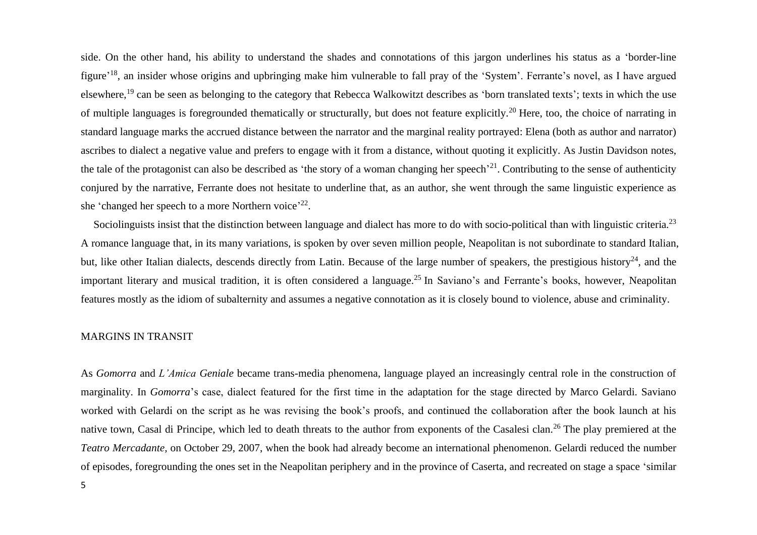side. On the other hand, his ability to understand the shades and connotations of this jargon underlines his status as a 'border-line figure'[18], an insider whose origins and upbringing make him vulnerable to fall pray of the 'System'. Ferrante's novel, as I have argued elsewhere,[19] can be seen as belonging to the category that Rebecca Walkowitzt describes as 'born translated texts'; texts in which the use of multiple languages is foregrounded thematically or structurally, but does not feature explicitly.[20] Here, too, the choice of narrating in standard language marks the accrued distance between the narrator and the marginal reality portrayed: Elena (both as author and narrator) ascribes to dialect a negative value and prefers to engage with it from a distance, without quoting it explicitly. As Justin Davidson notes, the tale of the protagonist can also be described as 'the story of a woman changing her speech'[21]. Contributing to the sense of authenticity conjured by the narrative, Ferrante does not hesitate to underline that, as an author, she went through the same linguistic experience as she 'changed her speech to a more Northern voice'[22].

Sociolinguists insist that the distinction between language and dialect has more to do with socio-political than with linguistic criteria.[23] A romance language that, in its many variations, is spoken by over seven million people, Neapolitan is not subordinate to standard Italian, but, like other Italian dialects, descends directly from Latin. Because of the large number of speakers, the prestigious history[24], and the important literary and musical tradition, it is often considered a language.[25] In Saviano's and Ferrante's books, however, Neapolitan features mostly as the idiom of subalternity and assumes a negative connotation as it is closely bound to violence, abuse and criminality.

## MARGINS IN TRANSIT

As *Gomorra* and *L'Amica Geniale* became trans-media phenomena, language played an increasingly central role in the construction of marginality. In *Gomorra*'s case, dialect featured for the first time in the adaptation for the stage directed by Marco Gelardi. Saviano worked with Gelardi on the script as he was revising the book's proofs, and continued the collaboration after the book launch at his native town, Casal di Principe, which led to death threats to the author from exponents of the Casalesi clan.[26] The play premiered at the *Teatro Mercadante,* on October 29, 2007, when the book had already become an international phenomenon. Gelardi reduced the number of episodes, foregrounding the ones set in the Neapolitan periphery and in the province of Caserta, and recreated on stage a space 'similar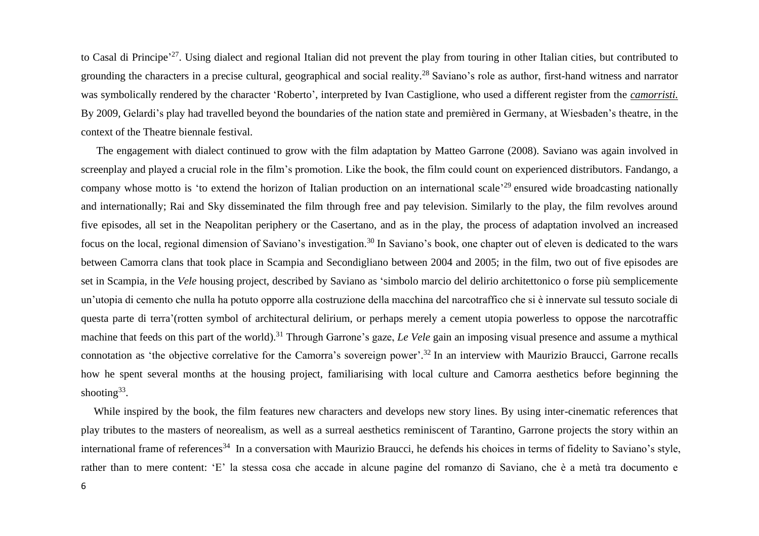to Casal di Principe'[27]. Using dialect and regional Italian did not prevent the play from touring in other Italian cities, but contributed to grounding the characters in a precise cultural, geographical and social reality.[28] Saviano's role as author, first-hand witness and narrator was symbolically rendered by the character 'Roberto', interpreted by Ivan Castiglione, who used a different register from the *camorristi.* By 2009, Gelardi's play had travelled beyond the boundaries of the nation state and premièred in Germany, at Wiesbaden's theatre, in the context of the Theatre biennale festival.

The engagement with dialect continued to grow with the film adaptation by Matteo Garrone (2008). Saviano was again involved in screenplay and played a crucial role in the film's promotion. Like the book, the film could count on experienced distributors. Fandango, a company whose motto is 'to extend the horizon of Italian production on an international scale'[29] ensured wide broadcasting nationally and internationally; Rai and Sky disseminated the film through free and pay television. Similarly to the play, the film revolves around five episodes, all set in the Neapolitan periphery or the Casertano, and as in the play, the process of adaptation involved an increased focus on the local, regional dimension of Saviano's investigation.[30] In Saviano's book, one chapter out of eleven is dedicated to the wars between Camorra clans that took place in Scampia and Secondigliano between 2004 and 2005; in the film, two out of five episodes are set in Scampia, in the *Vele* housing project, described by Saviano as 'simbolo marcio del delirio architettonico o forse più semplicemente un'utopia di cemento che nulla ha potuto opporre alla costruzione della macchina del narcotraffico che si è innervate sul tessuto sociale di questa parte di terra'(rotten symbol of architectural delirium, or perhaps merely a cement utopia powerless to oppose the narcotraffic machine that feeds on this part of the world).[31] Through Garrone's gaze, *Le Vele* gain an imposing visual presence and assume a mythical connotation as 'the objective correlative for the Camorra's sovereign power'.[32] In an interview with Maurizio Braucci, Garrone recalls how he spent several months at the housing project, familiarising with local culture and Camorra aesthetics before beginning the shooting[33].

While inspired by the book, the film features new characters and develops new story lines. By using inter-cinematic references that play tributes to the masters of neorealism, as well as a surreal aesthetics reminiscent of Tarantino, Garrone projects the story within an international frame of references[34] In a conversation with Maurizio Braucci, he defends his choices in terms of fidelity to Saviano's style, rather than to mere content: 'E' la stessa cosa che accade in alcune pagine del romanzo di Saviano, che è a metà tra documento e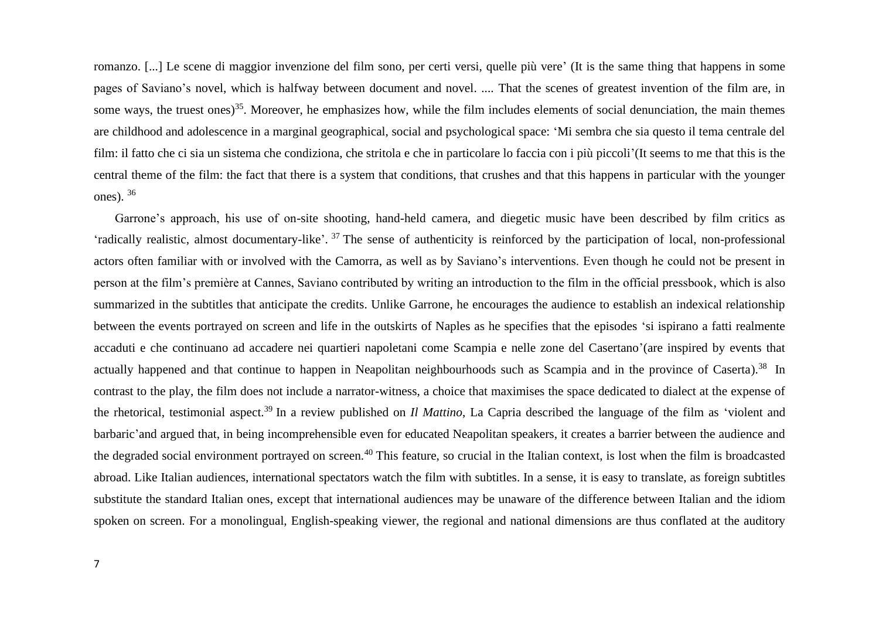romanzo. [...] Le scene di maggior invenzione del film sono, per certi versi, quelle più vere' (It is the same thing that happens in some pages of Saviano's novel, which is halfway between document and novel. .... That the scenes of greatest invention of the film are, in some ways, the truest ones)[35]. Moreover, he emphasizes how, while the film includes elements of social denunciation, the main themes are childhood and adolescence in a marginal geographical, social and psychological space: 'Mi sembra che sia questo il tema centrale del film: il fatto che ci sia un sistema che condiziona, che stritola e che in particolare lo faccia con i più piccoli'(It seems to me that this is the central theme of the film: the fact that there is a system that conditions, that crushes and that this happens in particular with the younger ones). [36]

Garrone's approach, his use of on-site shooting, hand-held camera, and diegetic music have been described by film critics as 'radically realistic, almost documentary-like'. [37] The sense of authenticity is reinforced by the participation of local, non-professional actors often familiar with or involved with the Camorra, as well as by Saviano's interventions. Even though he could not be present in person at the film's première at Cannes, Saviano contributed by writing an introduction to the film in the official pressbook, which is also summarized in the subtitles that anticipate the credits. Unlike Garrone, he encourages the audience to establish an indexical relationship between the events portrayed on screen and life in the outskirts of Naples as he specifies that the episodes 'si ispirano a fatti realmente accaduti e che continuano ad accadere nei quartieri napoletani come Scampia e nelle zone del Casertano'(are inspired by events that actually happened and that continue to happen in Neapolitan neighbourhoods such as Scampia and in the province of Caserta).[38] In contrast to the play, the film does not include a narrator-witness, a choice that maximises the space dedicated to dialect at the expense of the rhetorical, testimonial aspect.[39] In a review published on *Il Mattino*, La Capria described the language of the film as 'violent and barbaric'and argued that, in being incomprehensible even for educated Neapolitan speakers, it creates a barrier between the audience and the degraded social environment portrayed on screen.[40] This feature, so crucial in the Italian context, is lost when the film is broadcasted abroad. Like Italian audiences, international spectators watch the film with subtitles. In a sense, it is easy to translate, as foreign subtitles substitute the standard Italian ones, except that international audiences may be unaware of the difference between Italian and the idiom spoken on screen. For a monolingual, English-speaking viewer, the regional and national dimensions are thus conflated at the auditory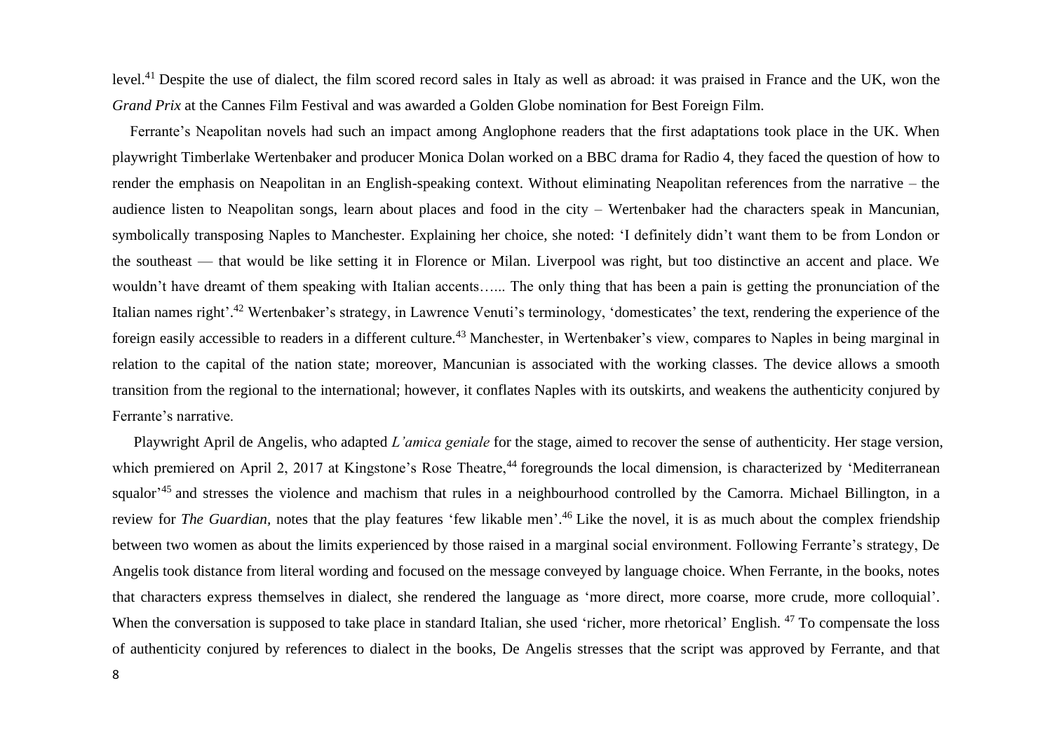level.[41] Despite the use of dialect, the film scored record sales in Italy as well as abroad: it was praised in France and the UK, won the *Grand Prix* at the Cannes Film Festival and was awarded a Golden Globe nomination for Best Foreign Film.

Ferrante's Neapolitan novels had such an impact among Anglophone readers that the first adaptations took place in the UK. When playwright Timberlake Wertenbaker and producer Monica Dolan worked on a BBC drama for Radio 4, they faced the question of how to render the emphasis on Neapolitan in an English-speaking context. Without eliminating Neapolitan references from the narrative – the audience listen to Neapolitan songs, learn about places and food in the city – Wertenbaker had the characters speak in Mancunian, symbolically transposing Naples to Manchester. Explaining her choice, she noted: 'I definitely didn't want them to be from London or the southeast — that would be like setting it in Florence or Milan. Liverpool was right, but too distinctive an accent and place. We wouldn't have dreamt of them speaking with Italian accents…... The only thing that has been a pain is getting the pronunciation of the Italian names right'.[42] Wertenbaker's strategy, in Lawrence Venuti's terminology, 'domesticates' the text, rendering the experience of the foreign easily accessible to readers in a different culture.[43] Manchester, in Wertenbaker's view, compares to Naples in being marginal in relation to the capital of the nation state; moreover, Mancunian is associated with the working classes. The device allows a smooth transition from the regional to the international; however, it conflates Naples with its outskirts, and weakens the authenticity conjured by Ferrante's narrative.

Playwright April de Angelis, who adapted *L'amica geniale* for the stage, aimed to recover the sense of authenticity. Her stage version, which premiered on April 2, 2017 at Kingstone's Rose Theatre,[44] foregrounds the local dimension, is characterized by 'Mediterranean squalor'[45] and stresses the violence and machism that rules in a neighbourhood controlled by the Camorra. Michael Billington, in a review for *The Guardian,* notes that the play features 'few likable men'.[46] Like the novel, it is as much about the complex friendship between two women as about the limits experienced by those raised in a marginal social environment. Following Ferrante's strategy, De Angelis took distance from literal wording and focused on the message conveyed by language choice. When Ferrante, in the books, notes that characters express themselves in dialect, she rendered the language as 'more direct, more coarse, more crude, more colloquial'. When the conversation is supposed to take place in standard Italian, she used 'richer, more rhetorical' English. [47] To compensate the loss of authenticity conjured by references to dialect in the books, De Angelis stresses that the script was approved by Ferrante, and that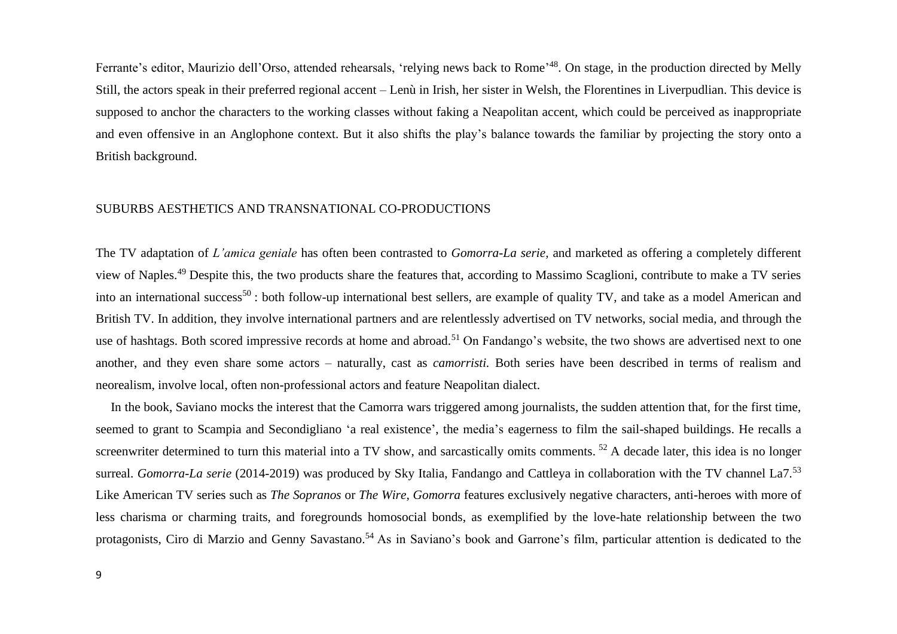Ferrante's editor, Maurizio dell'Orso, attended rehearsals, 'relying news back to Rome'[48]. On stage, in the production directed by Melly Still, the actors speak in their preferred regional accent – Lenù in Irish, her sister in Welsh, the Florentines in Liverpudlian. This device is supposed to anchor the characters to the working classes without faking a Neapolitan accent, which could be perceived as inappropriate and even offensive in an Anglophone context. But it also shifts the play's balance towards the familiar by projecting the story onto a British background.

## SUBURBS AESTHETICS AND TRANSNATIONAL CO-PRODUCTIONS

The TV adaptation of *L'amica geniale* has often been contrasted to *Gomorra-La serie*, and marketed as offering a completely different view of Naples.[49] Despite this, the two products share the features that, according to Massimo Scaglioni, contribute to make a TV series into an international success[50] : both follow-up international best sellers, are example of quality TV, and take as a model American and British TV. In addition, they involve international partners and are relentlessly advertised on TV networks, social media, and through the use of hashtags. Both scored impressive records at home and abroad.[51] On Fandango's website, the two shows are advertised next to one another, and they even share some actors – naturally, cast as *camorristi.* Both series have been described in terms of realism and neorealism, involve local, often non-professional actors and feature Neapolitan dialect.

In the book, Saviano mocks the interest that the Camorra wars triggered among journalists, the sudden attention that, for the first time, seemed to grant to Scampia and Secondigliano 'a real existence', the media's eagerness to film the sail-shaped buildings. He recalls a screenwriter determined to turn this material into a TV show, and sarcastically omits comments. [52] A decade later, this idea is no longer surreal. *Gomorra-La serie* (2014-2019) was produced by Sky Italia, Fandango and Cattleya in collaboration with the TV channel La7.[53] Like American TV series such as *The Sopranos* or *The Wire*, *Gomorra* features exclusively negative characters, anti-heroes with more of less charisma or charming traits, and foregrounds homosocial bonds, as exemplified by the love-hate relationship between the two protagonists, Ciro di Marzio and Genny Savastano.[54] As in Saviano's book and Garrone's film, particular attention is dedicated to the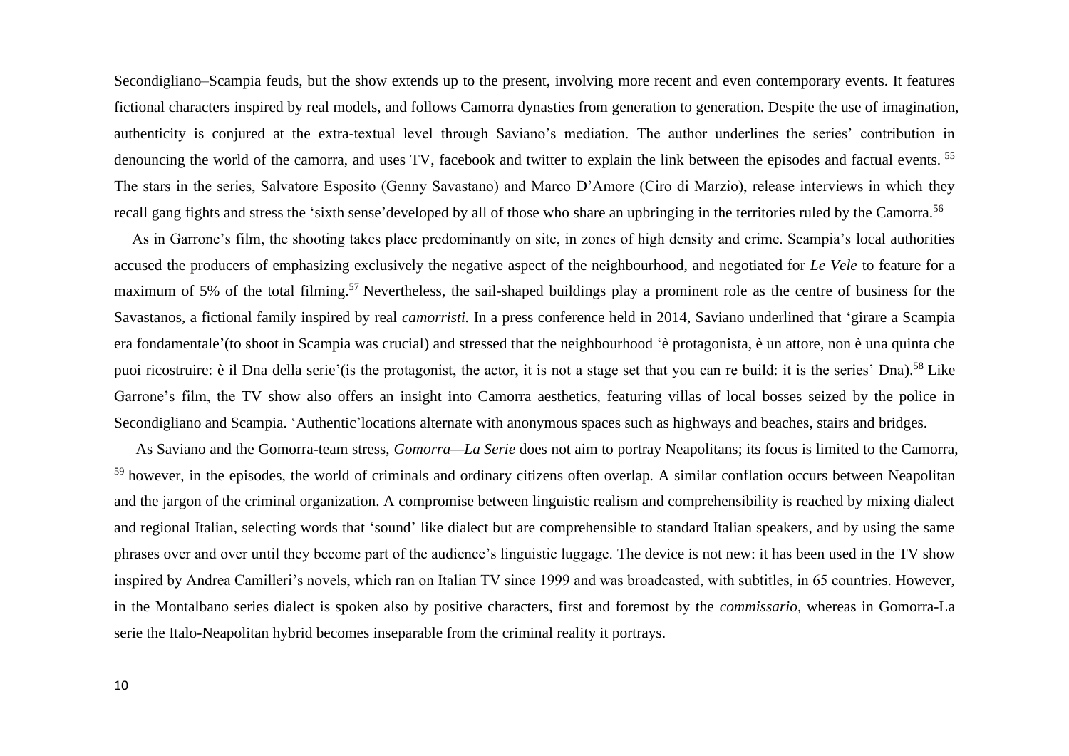Secondigliano–Scampia feuds, but the show extends up to the present, involving more recent and even contemporary events. It features fictional characters inspired by real models, and follows Camorra dynasties from generation to generation. Despite the use of imagination, authenticity is conjured at the extra-textual level through Saviano's mediation. The author underlines the series' contribution in denouncing the world of the camorra, and uses TV, facebook and twitter to explain the link between the episodes and factual events. [55] The stars in the series, Salvatore Esposito (Genny Savastano) and Marco D'Amore (Ciro di Marzio), release interviews in which they recall gang fights and stress the 'sixth sense'developed by all of those who share an upbringing in the territories ruled by the Camorra.[56]

As in Garrone's film, the shooting takes place predominantly on site, in zones of high density and crime. Scampia's local authorities accused the producers of emphasizing exclusively the negative aspect of the neighbourhood, and negotiated for *Le Vele* to feature for a maximum of 5% of the total filming.[57] Nevertheless, the sail-shaped buildings play a prominent role as the centre of business for the Savastanos, a fictional family inspired by real *camorristi.* In a press conference held in 2014, Saviano underlined that 'girare a Scampia era fondamentale'(to shoot in Scampia was crucial) and stressed that the neighbourhood 'è protagonista, è un attore, non è una quinta che puoi ricostruire: è il Dna della serie'(is the protagonist, the actor, it is not a stage set that you can re build: it is the series' Dna).[58] Like Garrone's film, the TV show also offers an insight into Camorra aesthetics, featuring villas of local bosses seized by the police in Secondigliano and Scampia. 'Authentic'locations alternate with anonymous spaces such as highways and beaches, stairs and bridges.

As Saviano and the Gomorra-team stress, *Gomorra—La Serie* does not aim to portray Neapolitans; its focus is limited to the Camorra, [59] however, in the episodes, the world of criminals and ordinary citizens often overlap. A similar conflation occurs between Neapolitan and the jargon of the criminal organization. A compromise between linguistic realism and comprehensibility is reached by mixing dialect and regional Italian, selecting words that 'sound' like dialect but are comprehensible to standard Italian speakers, and by using the same phrases over and over until they become part of the audience's linguistic luggage. The device is not new: it has been used in the TV show inspired by Andrea Camilleri's novels, which ran on Italian TV since 1999 and was broadcasted, with subtitles, in 65 countries. However, in the Montalbano series dialect is spoken also by positive characters, first and foremost by the *commissario,* whereas in Gomorra-La serie the Italo-Neapolitan hybrid becomes inseparable from the criminal reality it portrays.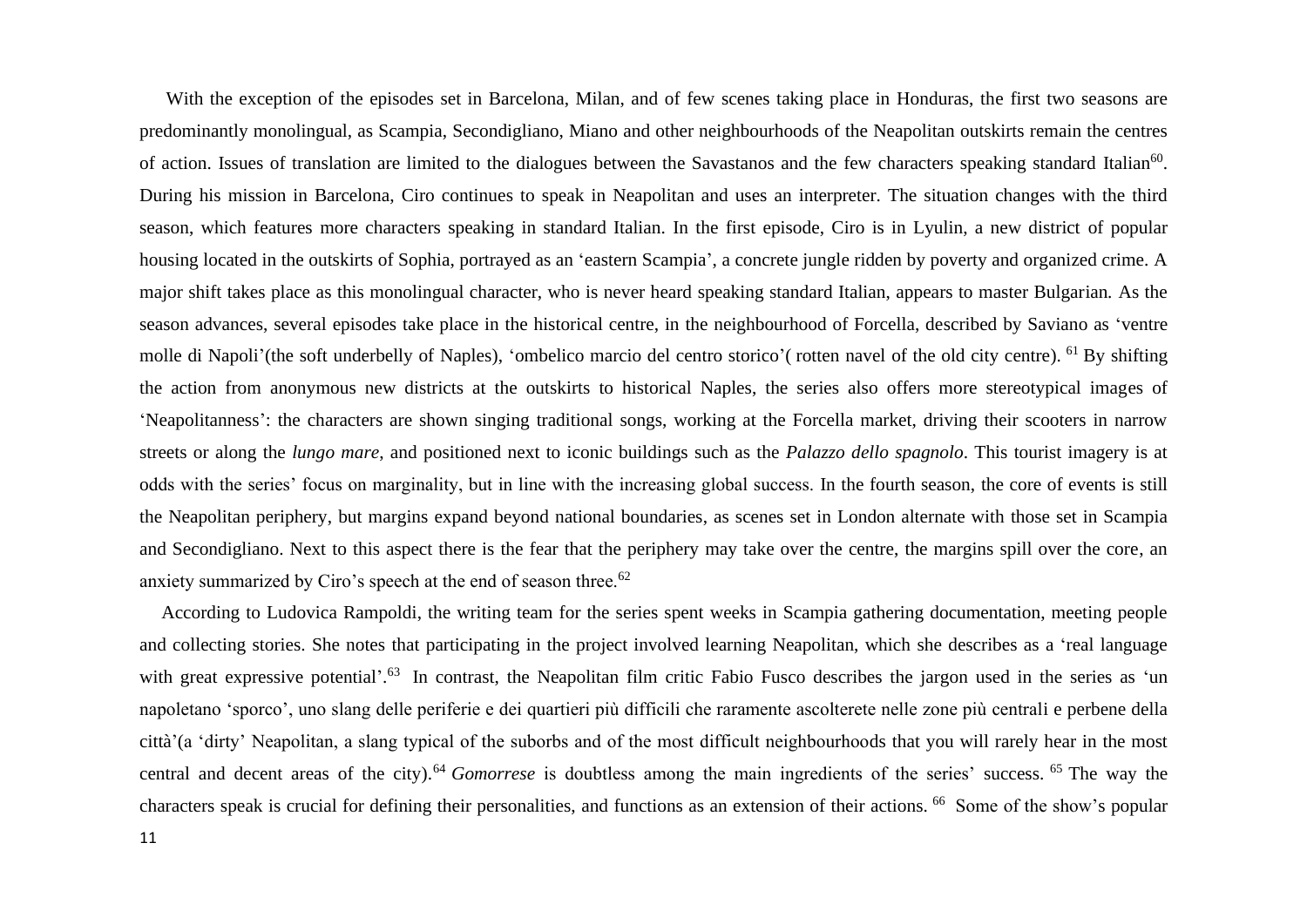With the exception of the episodes set in Barcelona, Milan, and of few scenes taking place in Honduras, the first two seasons are predominantly monolingual, as Scampia, Secondigliano, Miano and other neighbourhoods of the Neapolitan outskirts remain the centres of action. Issues of translation are limited to the dialogues between the Savastanos and the few characters speaking standard Italian[60]. During his mission in Barcelona, Ciro continues to speak in Neapolitan and uses an interpreter. The situation changes with the third season, which features more characters speaking in standard Italian. In the first episode, Ciro is in Lyulin, a new district of popular housing located in the outskirts of Sophia, portrayed as an 'eastern Scampia', a concrete jungle ridden by poverty and organized crime. A major shift takes place as this monolingual character, who is never heard speaking standard Italian, appears to master Bulgarian. As the season advances, several episodes take place in the historical centre, in the neighbourhood of Forcella, described by Saviano as 'ventre molle di Napoli'(the soft underbelly of Naples), 'ombelico marcio del centro storico'( rotten navel of the old city centre). [61] By shifting the action from anonymous new districts at the outskirts to historical Naples, the series also offers more stereotypical images of 'Neapolitanness': the characters are shown singing traditional songs, working at the Forcella market, driving their scooters in narrow streets or along the *lungo mare*, and positioned next to iconic buildings such as the *Palazzo dello spagnolo*. This tourist imagery is at odds with the series' focus on marginality, but in line with the increasing global success. In the fourth season, the core of events is still the Neapolitan periphery, but margins expand beyond national boundaries, as scenes set in London alternate with those set in Scampia and Secondigliano. Next to this aspect there is the fear that the periphery may take over the centre, the margins spill over the core, an anxiety summarized by Ciro's speech at the end of season three.[62]

According to Ludovica Rampoldi, the writing team for the series spent weeks in Scampia gathering documentation, meeting people and collecting stories. She notes that participating in the project involved learning Neapolitan, which she describes as a 'real language with great expressive potential'.[63] In contrast, the Neapolitan film critic Fabio Fusco describes the jargon used in the series as 'un napoletano 'sporco', uno slang delle periferie e dei quartieri più difficili che raramente ascolterete nelle zone più centrali e perbene della città'(a 'dirty' Neapolitan, a slang typical of the suborbs and of the most difficult neighbourhoods that you will rarely hear in the most central and decent areas of the city).[64] *Gomorrese* is doubtless among the main ingredients of the series' success. [65] The way the characters speak is crucial for defining their personalities, and functions as an extension of their actions. [66] Some of the show's popular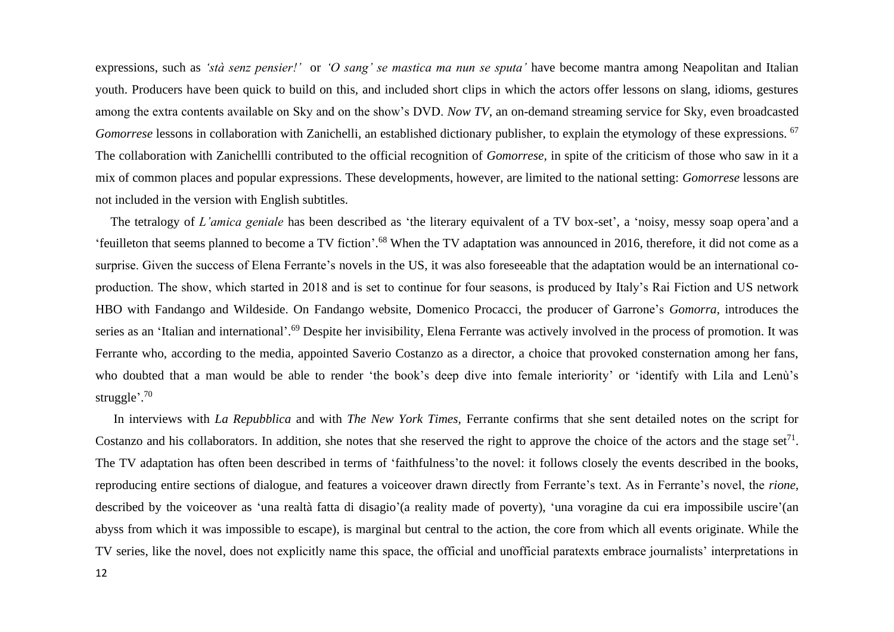expressions, such as *'stà senz pensier!'* or *'O sang' se mastica ma nun se sputa'* have become mantra among Neapolitan and Italian youth. Producers have been quick to build on this, and included short clips in which the actors offer lessons on slang, idioms, gestures among the extra contents available on Sky and on the show's DVD. *Now TV*, an on-demand streaming service for Sky, even broadcasted *Gomorrese* lessons in collaboration with Zanichelli, an established dictionary publisher, to explain the etymology of these expressions. [67] The collaboration with Zanichellli contributed to the official recognition of *Gomorrese*, in spite of the criticism of those who saw in it a mix of common places and popular expressions. These developments, however, are limited to the national setting: *Gomorrese* lessons are not included in the version with English subtitles.

The tetralogy of *L'amica geniale* has been described as 'the literary equivalent of a TV box-set', a 'noisy, messy soap opera'and a 'feuilleton that seems planned to become a TV fiction'.[68] When the TV adaptation was announced in 2016, therefore, it did not come as a surprise. Given the success of Elena Ferrante's novels in the US, it was also foreseeable that the adaptation would be an international co-production. The show, which started in 2018 and is set to continue for four seasons, is produced by Italy's Rai Fiction and US network HBO with Fandango and Wildeside. On Fandango website, Domenico Procacci, the producer of Garrone's *Gomorra*, introduces the series as an 'Italian and international'.[69] Despite her invisibility, Elena Ferrante was actively involved in the process of promotion. It was Ferrante who, according to the media, appointed Saverio Costanzo as a director, a choice that provoked consternation among her fans, who doubted that a man would be able to render 'the book's deep dive into female interiority' or 'identify with Lila and Lenù's struggle'.[70]

In interviews with *La Repubblica* and with *The New York Times*, Ferrante confirms that she sent detailed notes on the script for Costanzo and his collaborators. In addition, she notes that she reserved the right to approve the choice of the actors and the stage set[71]. The TV adaptation has often been described in terms of 'faithfulness'to the novel: it follows closely the events described in the books, reproducing entire sections of dialogue, and features a voiceover drawn directly from Ferrante's text. As in Ferrante's novel, the *rione*, described by the voiceover as 'una realtà fatta di disagio'(a reality made of poverty), 'una voragine da cui era impossibile uscire'(an abyss from which it was impossible to escape), is marginal but central to the action, the core from which all events originate. While the TV series, like the novel, does not explicitly name this space, the official and unofficial paratexts embrace journalists' interpretations in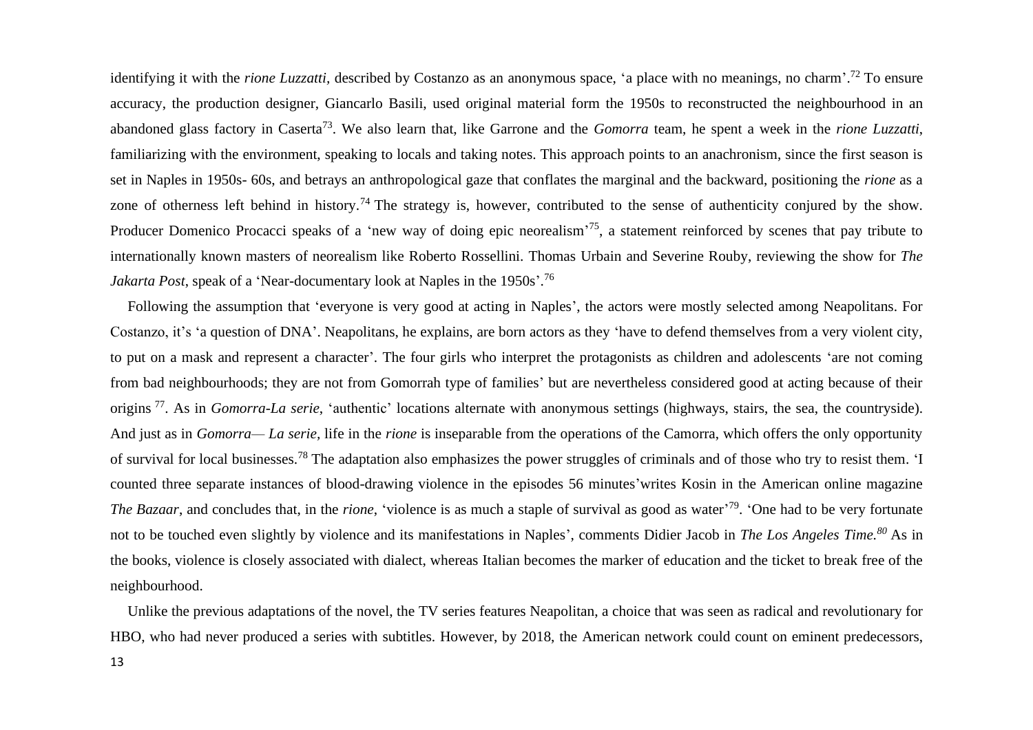identifying it with the *rione Luzzatti*, described by Costanzo as an anonymous space, 'a place with no meanings, no charm'.[72] To ensure accuracy, the production designer, Giancarlo Basili, used original material form the 1950s to reconstructed the neighbourhood in an abandoned glass factory in Caserta[73]. We also learn that, like Garrone and the *Gomorra* team, he spent a week in the *rione Luzzatti*, familiarizing with the environment, speaking to locals and taking notes. This approach points to an anachronism, since the first season is set in Naples in 1950s- 60s, and betrays an anthropological gaze that conflates the marginal and the backward, positioning the *rione* as a zone of otherness left behind in history.[74] The strategy is, however, contributed to the sense of authenticity conjured by the show. Producer Domenico Procacci speaks of a 'new way of doing epic neorealism'[75], a statement reinforced by scenes that pay tribute to internationally known masters of neorealism like Roberto Rossellini. Thomas Urbain and Severine Rouby, reviewing the show for *The Jakarta Post*, speak of a 'Near-documentary look at Naples in the 1950s'.[76]

Following the assumption that 'everyone is very good at acting in Naples', the actors were mostly selected among Neapolitans. For Costanzo, it's 'a question of DNA'. Neapolitans, he explains, are born actors as they 'have to defend themselves from a very violent city, to put on a mask and represent a character'. The four girls who interpret the protagonists as children and adolescents 'are not coming from bad neighbourhoods; they are not from Gomorrah type of families' but are nevertheless considered good at acting because of their origins [77]. As in *Gomorra-La serie*, 'authentic' locations alternate with anonymous settings (highways, stairs, the sea, the countryside). And just as in *Gomorra— La serie*, life in the *rione* is inseparable from the operations of the Camorra, which offers the only opportunity of survival for local businesses.[78] The adaptation also emphasizes the power struggles of criminals and of those who try to resist them. 'I counted three separate instances of blood-drawing violence in the episodes 56 minutes'writes Kosin in the American online magazine *The Bazaar*, and concludes that, in the *rione*, 'violence is as much a staple of survival as good as water'[79]. 'One had to be very fortunate not to be touched even slightly by violence and its manifestations in Naples', comments Didier Jacob in *The Los Angeles Time.*[80] As in the books, violence is closely associated with dialect, whereas Italian becomes the marker of education and the ticket to break free of the neighbourhood.

Unlike the previous adaptations of the novel, the TV series features Neapolitan, a choice that was seen as radical and revolutionary for HBO, who had never produced a series with subtitles. However, by 2018, the American network could count on eminent predecessors,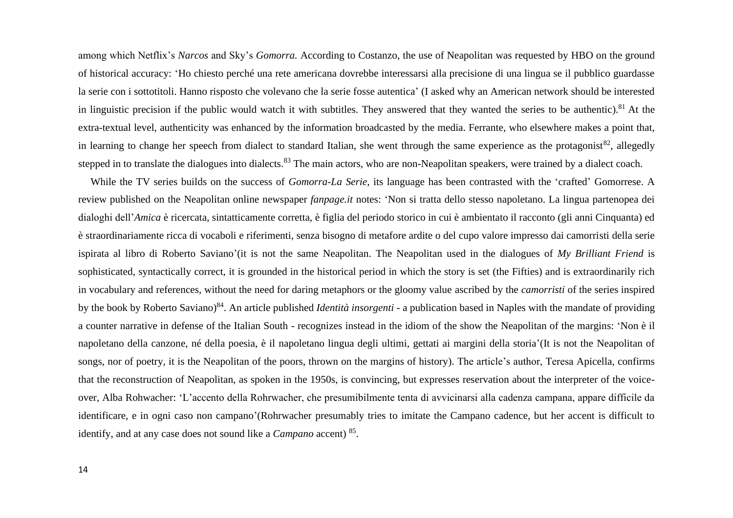among which Netflix's *Narcos* and Sky's *Gomorra.* According to Costanzo, the use of Neapolitan was requested by HBO on the ground of historical accuracy: 'Ho chiesto perché una rete americana dovrebbe interessarsi alla precisione di una lingua se il pubblico guardasse la serie con i sottotitoli. Hanno risposto che volevano che la serie fosse autentica' (I asked why an American network should be interested in linguistic precision if the public would watch it with subtitles. They answered that they wanted the series to be authentic).[81] At the extra-textual level, authenticity was enhanced by the information broadcasted by the media. Ferrante, who elsewhere makes a point that, in learning to change her speech from dialect to standard Italian, she went through the same experience as the protagonist[82], allegedly stepped in to translate the dialogues into dialects.[83] The main actors, who are non-Neapolitan speakers, were trained by a dialect coach.

While the TV series builds on the success of *Gomorra-La Serie*, its language has been contrasted with the 'crafted' Gomorrese. A review published on the Neapolitan online newspaper *fanpage.it* notes: 'Non si tratta dello stesso napoletano. La lingua partenopea dei dialoghi dell'*Amica* è ricercata, sintatticamente corretta, è figlia del periodo storico in cui è ambientato il racconto (gli anni Cinquanta) ed è straordinariamente ricca di vocaboli e riferimenti, senza bisogno di metafore ardite o del cupo valore impresso dai camorristi della serie ispirata al libro di Roberto Saviano'(it is not the same Neapolitan. The Neapolitan used in the dialogues of *My Brilliant Friend* is sophisticated, syntactically correct, it is grounded in the historical period in which the story is set (the Fifties) and is extraordinarily rich in vocabulary and references, without the need for daring metaphors or the gloomy value ascribed by the *camorristi* of the series inspired by the book by Roberto Saviano)[84]. An article published *Identità insorgenti* - a publication based in Naples with the mandate of providing a counter narrative in defense of the Italian South - recognizes instead in the idiom of the show the Neapolitan of the margins: 'Non è il napoletano della canzone, né della poesia, è il napoletano lingua degli ultimi, gettati ai margini della storia'(It is not the Neapolitan of songs, nor of poetry, it is the Neapolitan of the poors, thrown on the margins of history). The article's author, Teresa Apicella, confirms that the reconstruction of Neapolitan, as spoken in the 1950s, is convincing, but expresses reservation about the interpreter of the voice-over, Alba Rohwacher: 'L'accento della Rohrwacher, che presumibilmente tenta di avvicinarsi alla cadenza campana, appare difficile da identificare, e in ogni caso non campano'(Rohrwacher presumably tries to imitate the Campano cadence, but her accent is difficult to identify, and at any case does not sound like a *Campano* accent) [85].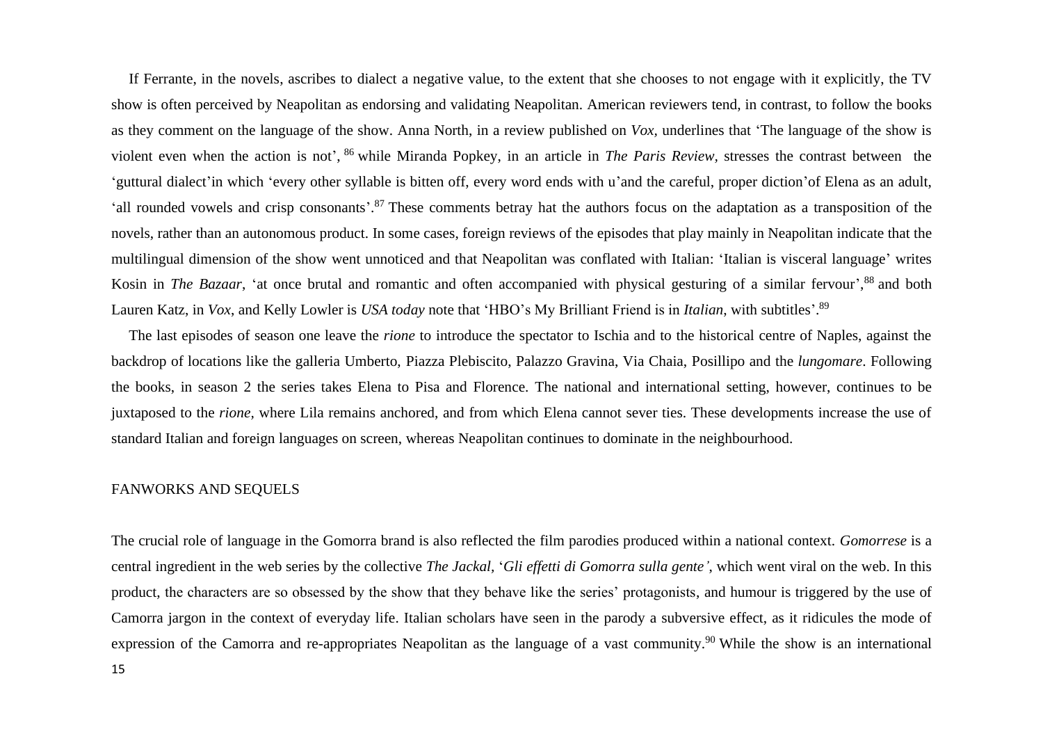If Ferrante, in the novels, ascribes to dialect a negative value, to the extent that she chooses to not engage with it explicitly, the TV show is often perceived by Neapolitan as endorsing and validating Neapolitan. American reviewers tend, in contrast, to follow the books as they comment on the language of the show. Anna North, in a review published on *Vox*, underlines that 'The language of the show is violent even when the action is not', [86] while Miranda Popkey, in an article in *The Paris Review*, stresses the contrast between the 'guttural dialect'in which 'every other syllable is bitten off, every word ends with u'and the careful, proper diction'of Elena as an adult, 'all rounded vowels and crisp consonants'.[87] These comments betray hat the authors focus on the adaptation as a transposition of the novels, rather than an autonomous product. In some cases, foreign reviews of the episodes that play mainly in Neapolitan indicate that the multilingual dimension of the show went unnoticed and that Neapolitan was conflated with Italian: 'Italian is visceral language' writes Kosin in *The Bazaar*, 'at once brutal and romantic and often accompanied with physical gesturing of a similar fervour',[88] and both Lauren Katz, in *Vox*, and Kelly Lowler is *USA today* note that 'HBO's My Brilliant Friend is in *Italian*, with subtitles'.[89]

The last episodes of season one leave the *rione* to introduce the spectator to Ischia and to the historical centre of Naples, against the backdrop of locations like the galleria Umberto, Piazza Plebiscito, Palazzo Gravina, Via Chaia, Posillipo and the *lungomare*. Following the books, in season 2 the series takes Elena to Pisa and Florence. The national and international setting, however, continues to be juxtaposed to the *rione*, where Lila remains anchored, and from which Elena cannot sever ties. These developments increase the use of standard Italian and foreign languages on screen, whereas Neapolitan continues to dominate in the neighbourhood.

## FANWORKS AND SEQUELS

The crucial role of language in the Gomorra brand is also reflected the film parodies produced within a national context. *Gomorrese* is a central ingredient in the web series by the collective *The Jackal*, '*Gli effetti di Gomorra sulla gente'*, which went viral on the web. In this product, the characters are so obsessed by the show that they behave like the series' protagonists, and humour is triggered by the use of Camorra jargon in the context of everyday life. Italian scholars have seen in the parody a subversive effect, as it ridicules the mode of expression of the Camorra and re-appropriates Neapolitan as the language of a vast community.[90] While the show is an international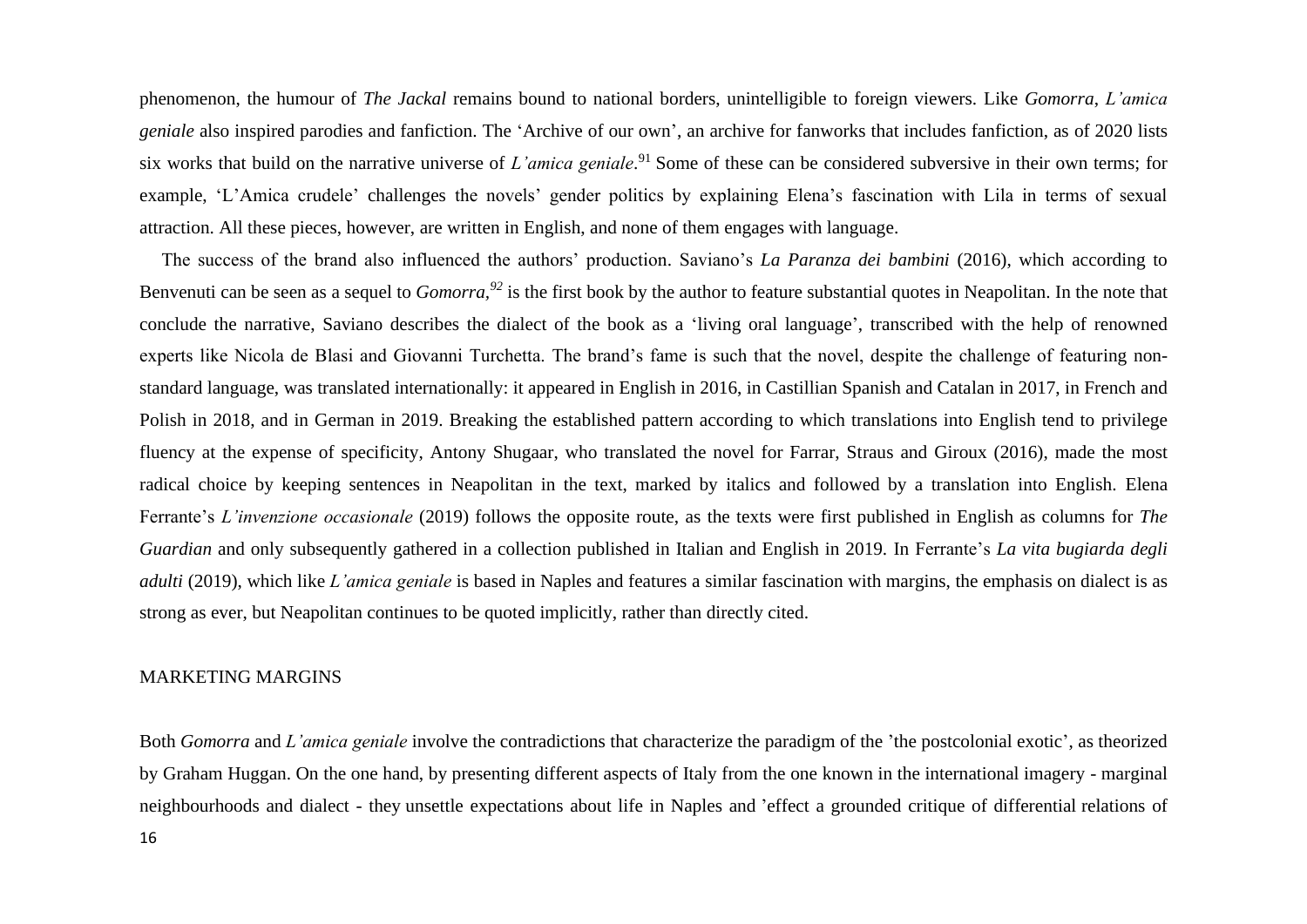phenomenon, the humour of *The Jackal* remains bound to national borders, unintelligible to foreign viewers. Like *Gomorra*, *L'amica geniale* also inspired parodies and fanfiction. The 'Archive of our own', an archive for fanworks that includes fanfiction, as of 2020 lists six works that build on the narrative universe of *L'amica geniale*.[91] Some of these can be considered subversive in their own terms; for example, 'L'Amica crudele' challenges the novels' gender politics by explaining Elena's fascination with Lila in terms of sexual attraction. All these pieces, however, are written in English, and none of them engages with language.

The success of the brand also influenced the authors' production. Saviano's *La Paranza dei bambini* (2016), which according to Benvenuti can be seen as a sequel to *Gomorra,*[92] is the first book by the author to feature substantial quotes in Neapolitan. In the note that conclude the narrative, Saviano describes the dialect of the book as a 'living oral language', transcribed with the help of renowned experts like Nicola de Blasi and Giovanni Turchetta. The brand's fame is such that the novel, despite the challenge of featuring non-standard language, was translated internationally: it appeared in English in 2016, in Castillian Spanish and Catalan in 2017, in French and Polish in 2018, and in German in 2019. Breaking the established pattern according to which translations into English tend to privilege fluency at the expense of specificity, Antony Shugaar, who translated the novel for Farrar, Straus and Giroux (2016), made the most radical choice by keeping sentences in Neapolitan in the text, marked by italics and followed by a translation into English. Elena Ferrante's *L'invenzione occasionale* (2019) follows the opposite route, as the texts were first published in English as columns for *The Guardian* and only subsequently gathered in a collection published in Italian and English in 2019. In Ferrante's *La vita bugiarda degli adulti* (2019), which like *L'amica geniale* is based in Naples and features a similar fascination with margins, the emphasis on dialect is as strong as ever, but Neapolitan continues to be quoted implicitly, rather than directly cited.

## MARKETING MARGINS

Both *Gomorra* and *L'amica geniale* involve the contradictions that characterize the paradigm of the 'the postcolonial exotic', as theorized by Graham Huggan. On the one hand, by presenting different aspects of Italy from the one known in the international imagery - marginal neighbourhoods and dialect - they unsettle expectations about life in Naples and 'effect a grounded critique of differential relations of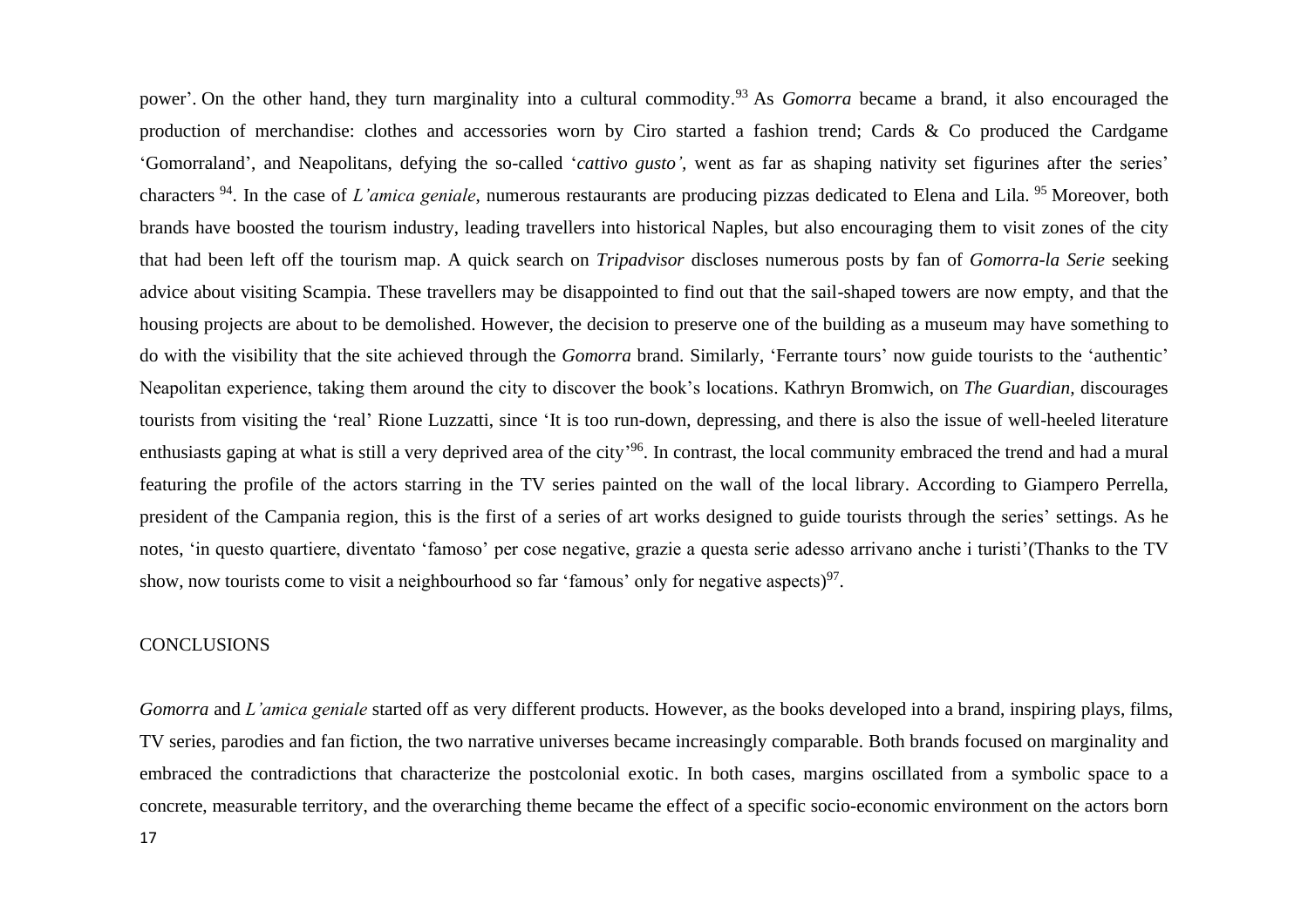power'. On the other hand, they turn marginality into a cultural commodity.[93] As *Gomorra* became a brand, it also encouraged the production of merchandise: clothes and accessories worn by Ciro started a fashion trend; Cards & Co produced the Cardgame 'Gomorraland', and Neapolitans, defying the so-called '*cattivo gusto'*, went as far as shaping nativity set figurines after the series' characters [94]. In the case of *L'amica geniale*, numerous restaurants are producing pizzas dedicated to Elena and Lila. [95] Moreover, both brands have boosted the tourism industry, leading travellers into historical Naples, but also encouraging them to visit zones of the city that had been left off the tourism map. A quick search on *Tripadvisor* discloses numerous posts by fan of *Gomorra-la Serie* seeking advice about visiting Scampia. These travellers may be disappointed to find out that the sail-shaped towers are now empty, and that the housing projects are about to be demolished. However, the decision to preserve one of the building as a museum may have something to do with the visibility that the site achieved through the *Gomorra* brand. Similarly, 'Ferrante tours' now guide tourists to the 'authentic' Neapolitan experience, taking them around the city to discover the book's locations. Kathryn Bromwich, on *The Guardian*, discourages tourists from visiting the 'real' Rione Luzzatti, since 'It is too run-down, depressing, and there is also the issue of well-heeled literature enthusiasts gaping at what is still a very deprived area of the city'[96]. In contrast, the local community embraced the trend and had a mural featuring the profile of the actors starring in the TV series painted on the wall of the local library. According to Giampero Perrella, president of the Campania region, this is the first of a series of art works designed to guide tourists through the series' settings. As he notes, 'in questo quartiere, diventato 'famoso' per cose negative, grazie a questa serie adesso arrivano anche i turisti'(Thanks to the TV show, now tourists come to visit a neighbourhood so far 'famous' only for negative aspects)[97].

## CONCLUSIONS

*Gomorra* and *L'amica geniale* started off as very different products. However, as the books developed into a brand, inspiring plays, films, TV series, parodies and fan fiction, the two narrative universes became increasingly comparable. Both brands focused on marginality and embraced the contradictions that characterize the postcolonial exotic. In both cases, margins oscillated from a symbolic space to a concrete, measurable territory, and the overarching theme became the effect of a specific socio-economic environment on the actors born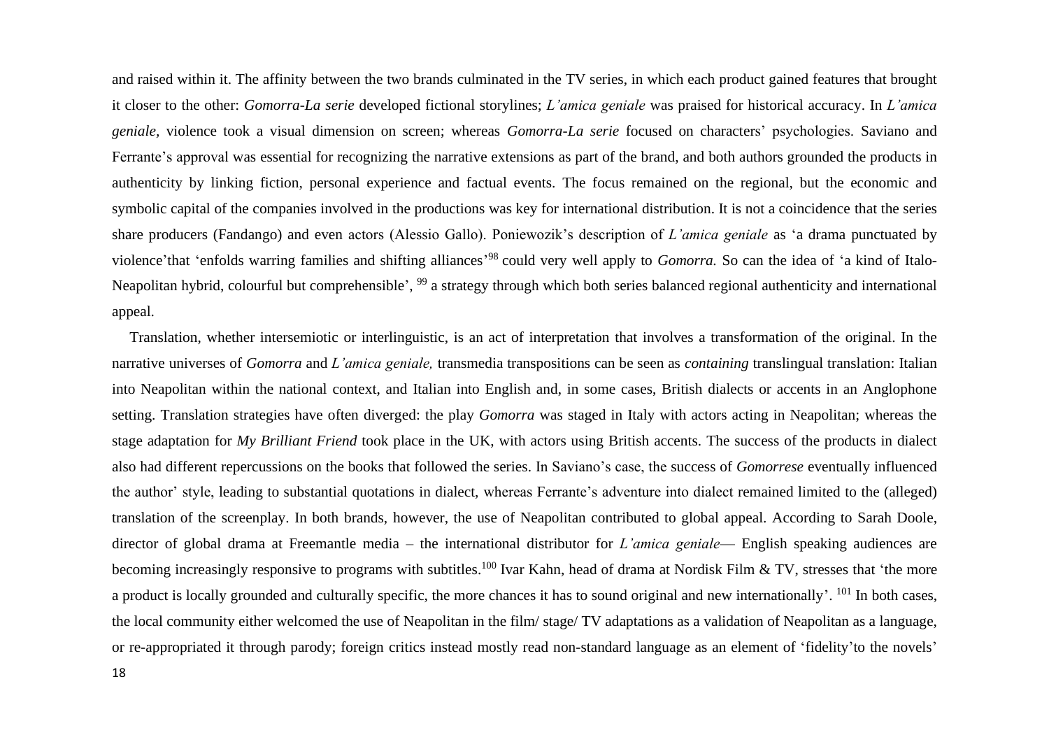and raised within it. The affinity between the two brands culminated in the TV series, in which each product gained features that brought it closer to the other: *Gomorra-La serie* developed fictional storylines; *L'amica geniale* was praised for historical accuracy. In *L'amica geniale*, violence took a visual dimension on screen; whereas *Gomorra-La serie* focused on characters' psychologies. Saviano and Ferrante's approval was essential for recognizing the narrative extensions as part of the brand, and both authors grounded the products in authenticity by linking fiction, personal experience and factual events. The focus remained on the regional, but the economic and symbolic capital of the companies involved in the productions was key for international distribution. It is not a coincidence that the series share producers (Fandango) and even actors (Alessio Gallo). Poniewozik's description of *L'amica geniale* as 'a drama punctuated by violence'that 'enfolds warring families and shifting alliances'[98] could very well apply to *Gomorra.* So can the idea of 'a kind of Italo-Neapolitan hybrid, colourful but comprehensible', [99] a strategy through which both series balanced regional authenticity and international appeal.

Translation, whether intersemiotic or interlinguistic, is an act of interpretation that involves a transformation of the original. In the narrative universes of *Gomorra* and *L'amica geniale,* transmedia transpositions can be seen as *containing* translingual translation: Italian into Neapolitan within the national context, and Italian into English and, in some cases, British dialects or accents in an Anglophone setting. Translation strategies have often diverged: the play *Gomorra* was staged in Italy with actors acting in Neapolitan; whereas the stage adaptation for *My Brilliant Friend* took place in the UK, with actors using British accents. The success of the products in dialect also had different repercussions on the books that followed the series. In Saviano's case, the success of *Gomorrese* eventually influenced the author' style, leading to substantial quotations in dialect, whereas Ferrante's adventure into dialect remained limited to the (alleged) translation of the screenplay. In both brands, however, the use of Neapolitan contributed to global appeal. According to Sarah Doole, director of global drama at Freemantle media – the international distributor for *L'amica geniale*— English speaking audiences are becoming increasingly responsive to programs with subtitles.[100] Ivar Kahn, head of drama at Nordisk Film & TV, stresses that 'the more a product is locally grounded and culturally specific, the more chances it has to sound original and new internationally'. [101] In both cases, the local community either welcomed the use of Neapolitan in the film/ stage/ TV adaptations as a validation of Neapolitan as a language, or re-appropriated it through parody; foreign critics instead mostly read non-standard language as an element of 'fidelity'to the novels'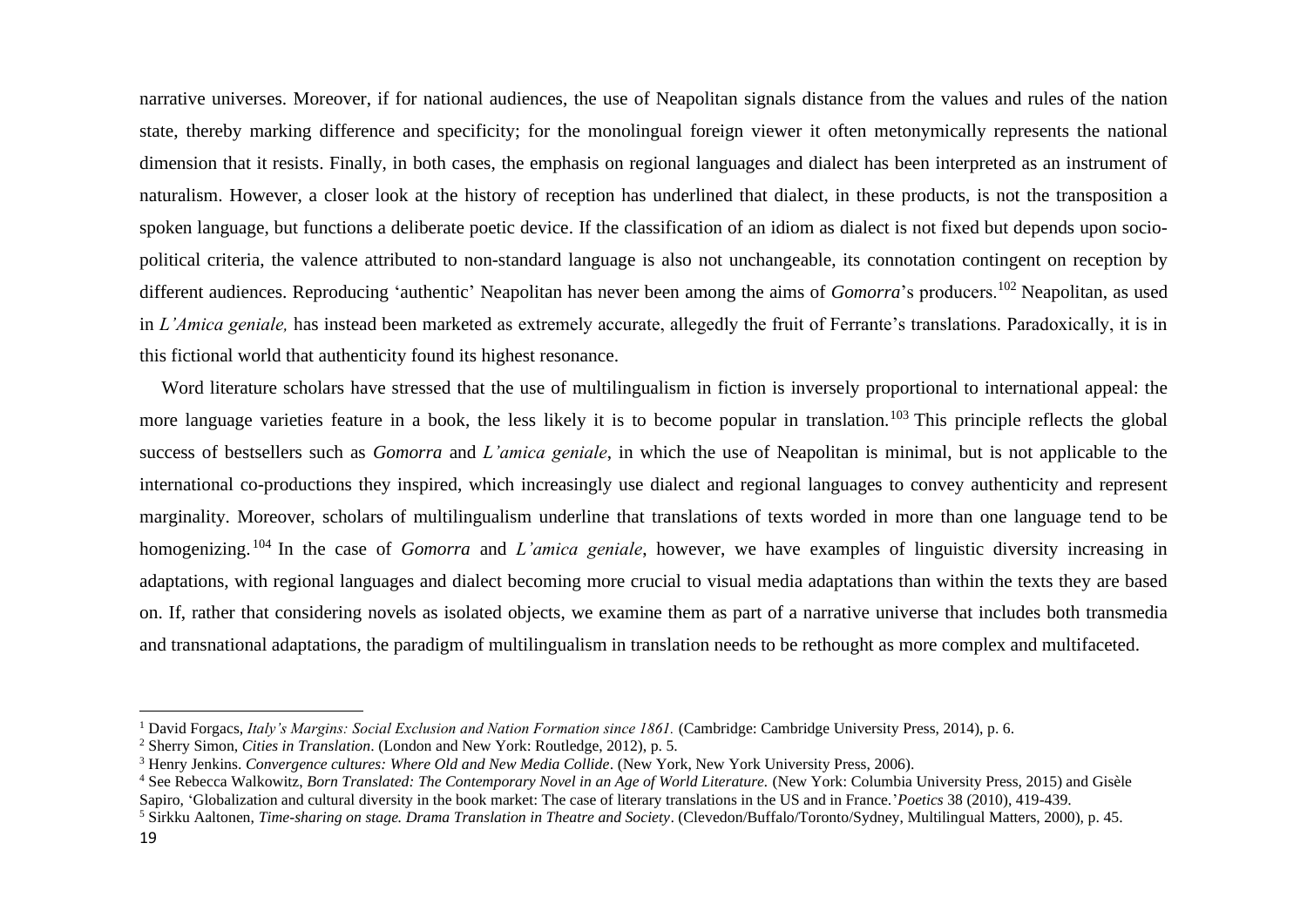narrative universes. Moreover, if for national audiences, the use of Neapolitan signals distance from the values and rules of the nation state, thereby marking difference and specificity; for the monolingual foreign viewer it often metonymically represents the national dimension that it resists. Finally, in both cases, the emphasis on regional languages and dialect has been interpreted as an instrument of naturalism. However, a closer look at the history of reception has underlined that dialect, in these products, is not the transposition a spoken language, but functions a deliberate poetic device. If the classification of an idiom as dialect is not fixed but depends upon socio-political criteria, the valence attributed to non-standard language is also not unchangeable, its connotation contingent on reception by different audiences. Reproducing 'authentic' Neapolitan has never been among the aims of *Gomorra*'s producers.[102] Neapolitan, as used in *L'Amica geniale,* has instead been marketed as extremely accurate, allegedly the fruit of Ferrante's translations. Paradoxically, it is in this fictional world that authenticity found its highest resonance.

Word literature scholars have stressed that the use of multilingualism in fiction is inversely proportional to international appeal: the more language varieties feature in a book, the less likely it is to become popular in translation.[103] This principle reflects the global success of bestsellers such as *Gomorra* and *L'amica geniale*, in which the use of Neapolitan is minimal, but is not applicable to the international co-productions they inspired, which increasingly use dialect and regional languages to convey authenticity and represent marginality. Moreover, scholars of multilingualism underline that translations of texts worded in more than one language tend to be homogenizing.[104] In the case of *Gomorra* and *L'amica geniale*, however, we have examples of linguistic diversity increasing in adaptations, with regional languages and dialect becoming more crucial to visual media adaptations than within the texts they are based on. If, rather that considering novels as isolated objects, we examine them as part of a narrative universe that includes both transmedia and transnational adaptations, the paradigm of multilingualism in translation needs to be rethought as more complex and multifaceted.

---

[1] David Forgacs, *Italy's Margins: Social Exclusion and Nation Formation since 1861.* (Cambridge: Cambridge University Press, 2014), p. 6.

[2] Sherry Simon, *Cities in Translation*. (London and New York: Routledge, 2012), p. 5.

[3] Henry Jenkins. *Convergence cultures: Where Old and New Media Collide*. (New York, New York University Press, 2006).

[4] See Rebecca Walkowitz, *Born Translated: The Contemporary Novel in an Age of World Literature.* (New York: Columbia University Press, 2015) and Gisèle Sapiro, 'Globalization and cultural diversity in the book market: The case of literary translations in the US and in France.'*Poetics* 38 (2010), 419-439.

[5] Sirkku Aaltonen, *Time-sharing on stage. Drama Translation in Theatre and Society*. (Clevedon/Buffalo/Toronto/Sydney, Multilingual Matters, 2000), p. 45.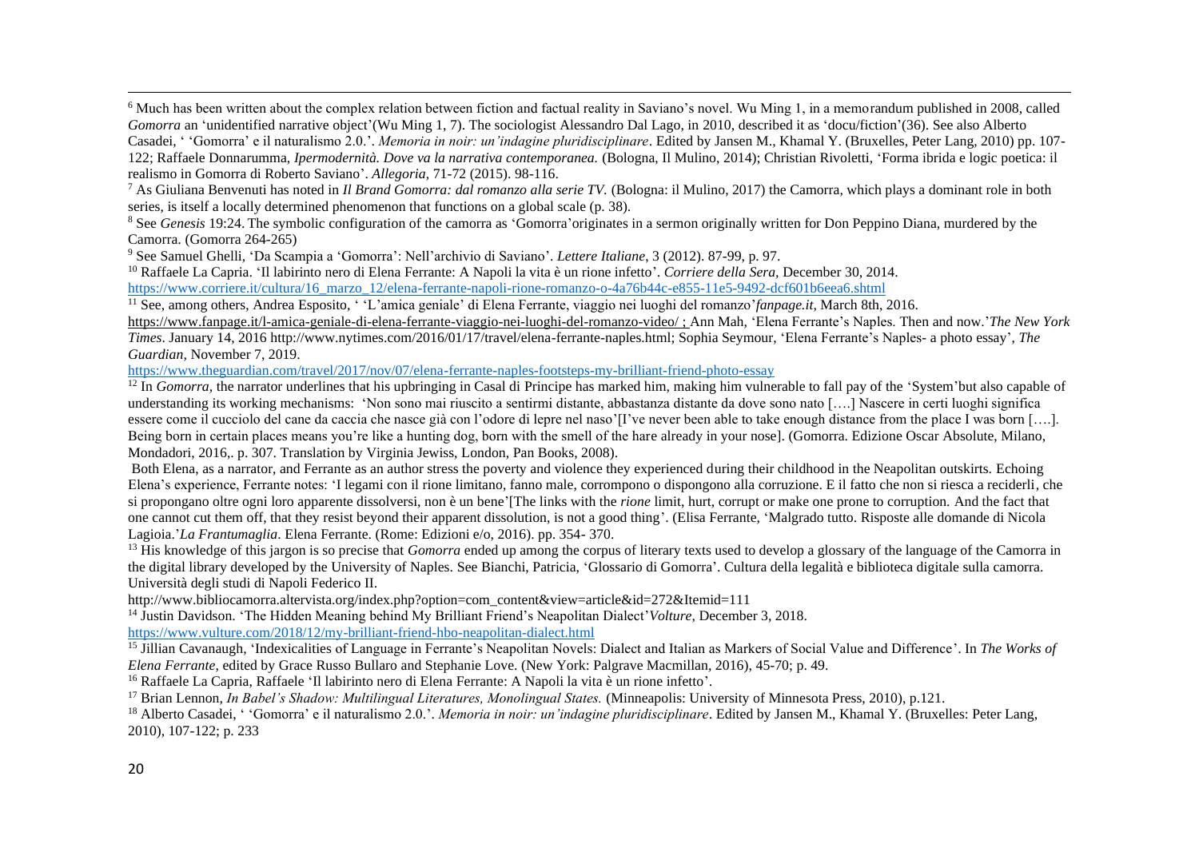[6] Much has been written about the complex relation between fiction and factual reality in Saviano's novel. Wu Ming 1, in a memorandum published in 2008, called *Gomorra* an 'unidentified narrative object'(Wu Ming 1, 7). The sociologist Alessandro Dal Lago, in 2010, described it as 'docu/fiction'(36). See also Alberto Casadei, ' 'Gomorra' e il naturalismo 2.0.'. *Memoria in noir: un'indagine pluridisciplinare*. Edited by Jansen M., Khamal Y. (Bruxelles, Peter Lang, 2010) pp. 107-122; Raffaele Donnarumma, *Ipermodernità. Dove va la narrativa contemporanea.* (Bologna, Il Mulino, 2014); Christian Rivoletti, 'Forma ibrida e logic poetica: il realismo in Gomorra di Roberto Saviano'. *Allegoria*, 71-72 (2015). 98-116.

[7] As Giuliana Benvenuti has noted in *Il Brand Gomorra: dal romanzo alla serie TV.* (Bologna: il Mulino, 2017) the Camorra, which plays a dominant role in both series, is itself a locally determined phenomenon that functions on a global scale (p. 38).

[8] See *Genesis* 19:24. The symbolic configuration of the camorra as 'Gomorra'originates in a sermon originally written for Don Peppino Diana, murdered by the Camorra. (Gomorra 264-265)

[9] See Samuel Ghelli, 'Da Scampia a 'Gomorra': Nell'archivio di Saviano'. *Lettere Italiane*, 3 (2012). 87-99, p. 97.

[10] Raffaele La Capria. 'Il labirinto nero di Elena Ferrante: A Napoli la vita è un rione infetto'. *Corriere della Sera*, December 30, 2014. https://www.corriere.it/cultura/16_marzo_12/elena-ferrante-napoli-rione-romanzo-o-4a76b44c-e855-11e5-9492-dcf601b6eea6.shtml

[11] See, among others, Andrea Esposito, ' 'L'amica geniale' di Elena Ferrante, viaggio nei luoghi del romanzo'*fanpage.it*, March 8th, 2016. https://www.fanpage.it/l-amica-geniale-di-elena-ferrante-viaggio-nei-luoghi-del-romanzo-video/ ; Ann Mah, 'Elena Ferrante's Naples. Then and now.'*The New York Times*. January 14, 2016 http://www.nytimes.com/2016/01/17/travel/elena-ferrante-naples.html; Sophia Seymour, 'Elena Ferrante's Naples- a photo essay', *The Guardian,* November 7, 2019. https://www.theguardian.com/travel/2017/nov/07/elena-ferrante-naples-footsteps-my-brilliant-friend-photo-essay

[12] In *Gomorra*, the narrator underlines that his upbringing in Casal di Principe has marked him, making him vulnerable to fall pay of the 'System'but also capable of understanding its working mechanisms: 'Non sono mai riuscito a sentirmi distante, abbastanza distante da dove sono nato [….] Nascere in certi luoghi significa essere come il cucciolo del cane da caccia che nasce già con l'odore di lepre nel naso'[I've never been able to take enough distance from the place I was born [….]. Being born in certain places means you're like a hunting dog, born with the smell of the hare already in your nose]. (Gomorra. Edizione Oscar Absolute, Milano, Mondadori, 2016,. p. 307. Translation by Virginia Jewiss, London, Pan Books, 2008).

Both Elena, as a narrator, and Ferrante as an author stress the poverty and violence they experienced during their childhood in the Neapolitan outskirts. Echoing Elena's experience, Ferrante notes: 'I legami con il rione limitano, fanno male, corrompono o dispongono alla corruzione. E il fatto che non si riesca a reciderli, che si propongano oltre ogni loro apparente dissolversi, non è un bene'[The links with the *rione* limit, hurt, corrupt or make one prone to corruption. And the fact that one cannot cut them off, that they resist beyond their apparent dissolution, is not a good thing'. (Elisa Ferrante, 'Malgrado tutto. Risposte alle domande di Nicola Lagioia.'*La Frantumaglia*. Elena Ferrante. (Rome: Edizioni e/o, 2016). pp. 354- 370.

[13] His knowledge of this jargon is so precise that *Gomorra* ended up among the corpus of literary texts used to develop a glossary of the language of the Camorra in the digital library developed by the University of Naples. See Bianchi, Patricia, 'Glossario di Gomorra'. Cultura della legalità e biblioteca digitale sulla camorra. Università degli studi di Napoli Federico II.
http://www.bibliocamorra.altervista.org/index.php?option=com_content&view=article&id=272&Itemid=111

[14] Justin Davidson. 'The Hidden Meaning behind My Brilliant Friend's Neapolitan Dialect'*Volture*, December 3, 2018. https://www.vulture.com/2018/12/my-brilliant-friend-hbo-neapolitan-dialect.html

[15] Jillian Cavanaugh, 'Indexicalities of Language in Ferrante's Neapolitan Novels: Dialect and Italian as Markers of Social Value and Difference'. In *The Works of Elena Ferrante*, edited by Grace Russo Bullaro and Stephanie Love. (New York: Palgrave Macmillan, 2016), 45-70; p. 49.

[16] Raffaele La Capria, Raffaele 'Il labirinto nero di Elena Ferrante: A Napoli la vita è un rione infetto'.

[17] Brian Lennon, *In Babel's Shadow: Multilingual Literatures, Monolingual States.* (Minneapolis: University of Minnesota Press, 2010), p.121.

[18] Alberto Casadei, ' 'Gomorra' e il naturalismo 2.0.'. *Memoria in noir: un'indagine pluridisciplinare*. Edited by Jansen M., Khamal Y. (Bruxelles: Peter Lang, 2010), 107-122; p. 233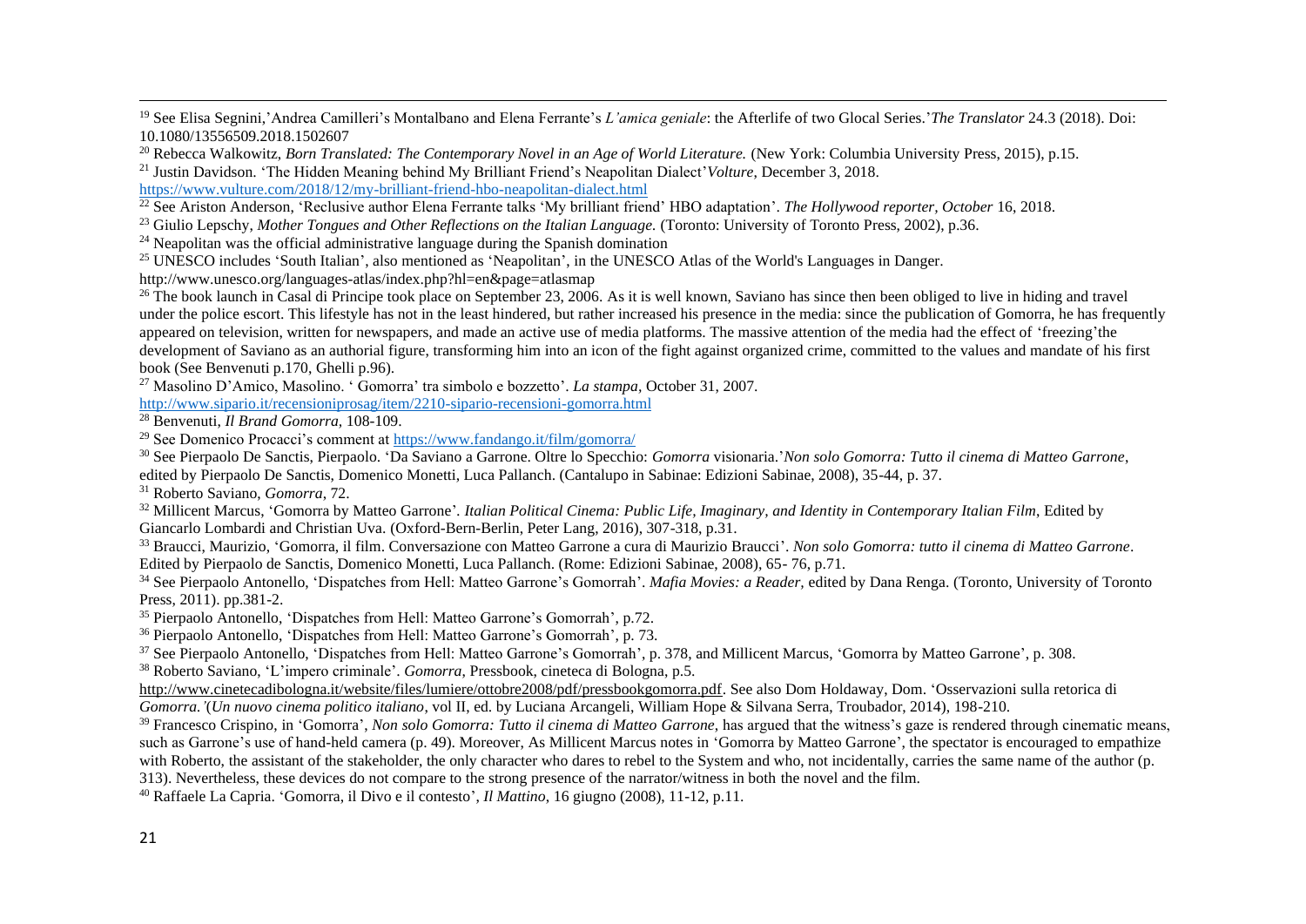[19] See Elisa Segnini,'Andrea Camilleri's Montalbano and Elena Ferrante's *L'amica geniale*: the Afterlife of two Glocal Series.'*The Translator* 24.3 (2018). Doi: 10.1080/13556509.2018.1502607

[20] Rebecca Walkowitz, *Born Translated: The Contemporary Novel in an Age of World Literature.* (New York: Columbia University Press, 2015), p.15.

[21] Justin Davidson. 'The Hidden Meaning behind My Brilliant Friend's Neapolitan Dialect'*Volture*, December 3, 2018. https://www.vulture.com/2018/12/my-brilliant-friend-hbo-neapolitan-dialect.html

[22] See Ariston Anderson, 'Reclusive author Elena Ferrante talks 'My brilliant friend' HBO adaptation'. *The Hollywood reporter, October* 16, 2018.

[23] Giulio Lepschy, *Mother Tongues and Other Reflections on the Italian Language.* (Toronto: University of Toronto Press, 2002), p.36.

[24] Neapolitan was the official administrative language during the Spanish domination

[25] UNESCO includes 'South Italian', also mentioned as 'Neapolitan', in the UNESCO Atlas of the World's Languages in Danger. http://www.unesco.org/languages-atlas/index.php?hl=en&page=atlasmap

[26] The book launch in Casal di Principe took place on September 23, 2006. As it is well known, Saviano has since then been obliged to live in hiding and travel under the police escort. This lifestyle has not in the least hindered, but rather increased his presence in the media: since the publication of Gomorra, he has frequently appeared on television, written for newspapers, and made an active use of media platforms. The massive attention of the media had the effect of 'freezing'the development of Saviano as an authorial figure, transforming him into an icon of the fight against organized crime, committed to the values and mandate of his first book (See Benvenuti p.170, Ghelli p.96).

[27] Masolino D'Amico, Masolino. ' Gomorra' tra simbolo e bozzetto'. *La stampa*, October 31, 2007. http://www.sipario.it/recensioniprosag/item/2210-sipario-recensioni-gomorra.html

[28] Benvenuti, *Il Brand Gomorra,* 108-109.

[29] See Domenico Procacci's comment at https://www.fandango.it/film/gomorra/

[30] See Pierpaolo De Sanctis, Pierpaolo. 'Da Saviano a Garrone. Oltre lo Specchio: *Gomorra* visionaria.'*Non solo Gomorra: Tutto il cinema di Matteo Garrone*, edited by Pierpaolo De Sanctis, Domenico Monetti, Luca Pallanch. (Cantalupo in Sabinae: Edizioni Sabinae, 2008), 35-44, p. 37.

[31] Roberto Saviano, *Gomorra*, 72.

[32] Millicent Marcus, 'Gomorra by Matteo Garrone'. *Italian Political Cinema: Public Life, Imaginary, and Identity in Contemporary Italian Film*, Edited by Giancarlo Lombardi and Christian Uva. (Oxford-Bern-Berlin, Peter Lang, 2016), 307-318, p.31.

[33] Braucci, Maurizio, 'Gomorra, il film. Conversazione con Matteo Garrone a cura di Maurizio Braucci'. *Non solo Gomorra: tutto il cinema di Matteo Garrone*. Edited by Pierpaolo de Sanctis, Domenico Monetti, Luca Pallanch. (Rome: Edizioni Sabinae, 2008), 65- 76, p.71.

[34] See Pierpaolo Antonello, 'Dispatches from Hell: Matteo Garrone's Gomorrah'. *Mafia Movies: a Reader*, edited by Dana Renga. (Toronto, University of Toronto Press, 2011). pp.381-2.

[35] Pierpaolo Antonello, 'Dispatches from Hell: Matteo Garrone's Gomorrah', p.72.

[36] Pierpaolo Antonello, 'Dispatches from Hell: Matteo Garrone's Gomorrah', p. 73.

[37] See Pierpaolo Antonello, 'Dispatches from Hell: Matteo Garrone's Gomorrah', p. 378, and Millicent Marcus, 'Gomorra by Matteo Garrone', p. 308.

[38] Roberto Saviano, 'L'impero criminale'. *Gomorra*, Pressbook, cineteca di Bologna, p.5. http://www.cinetecadibologna.it/website/files/lumiere/ottobre2008/pdf/pressbookgomorra.pdf. See also Dom Holdaway, Dom. 'Osservazioni sulla retorica di *Gomorra.'*(*Un nuovo cinema politico italiano*, vol II, ed. by Luciana Arcangeli, William Hope & Silvana Serra, Troubador, 2014), 198-210.

[39] Francesco Crispino, in 'Gomorra', *Non solo Gomorra: Tutto il cinema di Matteo Garrone*, has argued that the witness's gaze is rendered through cinematic means, such as Garrone's use of hand-held camera (p. 49). Moreover, As Millicent Marcus notes in 'Gomorra by Matteo Garrone', the spectator is encouraged to empathize with Roberto, the assistant of the stakeholder, the only character who dares to rebel to the System and who, not incidentally, carries the same name of the author (p. 313). Nevertheless, these devices do not compare to the strong presence of the narrator/witness in both the novel and the film.

[40] Raffaele La Capria. 'Gomorra, il Divo e il contesto', *Il Mattino*, 16 giugno (2008), 11-12, p.11.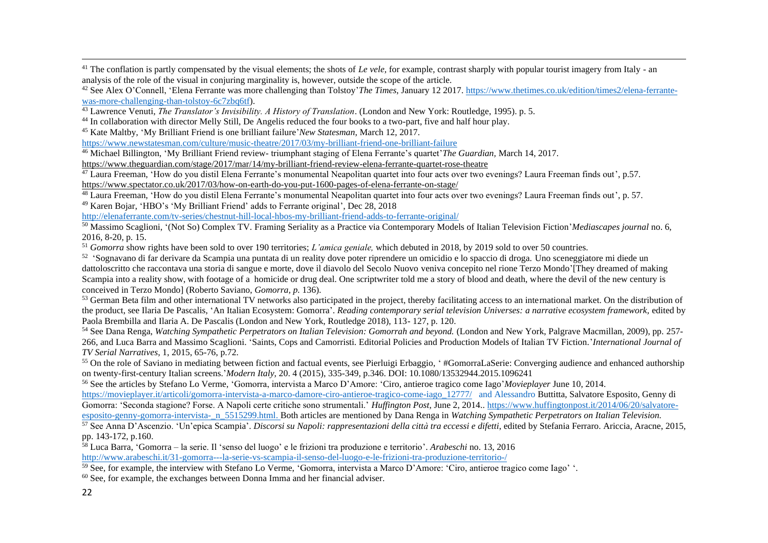[41] The conflation is partly compensated by the visual elements; the shots of *Le vele*, for example, contrast sharply with popular tourist imagery from Italy - an analysis of the role of the visual in conjuring marginality is, however, outside the scope of the article.

[42] See Alex O'Connell, 'Elena Ferrante was more challenging than Tolstoy'*The Times*, January 12 2017. https://www.thetimes.co.uk/edition/times2/elena-ferrante-was-more-challenging-than-tolstoy-6c7zbq6tf).

[43] Lawrence Venuti, *The Translator's Invisibility. A History of Translation*. (London and New York: Routledge, 1995). p. 5.

[44] In collaboration with director Melly Still, De Angelis reduced the four books to a two-part, five and half hour play.

[45] Kate Maltby, 'My Brilliant Friend is one brilliant failure'*New Statesman*, March 12, 2017. https://www.newstatesman.com/culture/music-theatre/2017/03/my-brilliant-friend-one-brilliant-failure

[46] Michael Billington, 'My Brilliant Friend review- triumphant staging of Elena Ferrante's quartet'*The Guardian*, March 14, 2017. https://www.theguardian.com/stage/2017/mar/14/my-brilliant-friend-review-elena-ferrante-quartet-rose-theatre

[47] Laura Freeman, 'How do you distil Elena Ferrante's monumental Neapolitan quartet into four acts over two evenings? Laura Freeman finds out', p.57. https://www.spectator.co.uk/2017/03/how-on-earth-do-you-put-1600-pages-of-elena-ferrante-on-stage/

[48] Laura Freeman, 'How do you distil Elena Ferrante's monumental Neapolitan quartet into four acts over two evenings? Laura Freeman finds out', p. 57.

[49] Karen Bojar, 'HBO's 'My Brilliant Friend' adds to Ferrante original', Dec 28, 2018 http://elenaferrante.com/tv-series/chestnut-hill-local-hbos-my-brilliant-friend-adds-to-ferrante-original/

[50] Massimo Scaglioni, '(Not So) Complex TV. Framing Seriality as a Practice via Contemporary Models of Italian Television Fiction'*Mediascapes journal* no. 6, 2016, 8-20, p. 15.

[51] *Gomorra* show rights have been sold to over 190 territories; *L'amica geniale,* which debuted in 2018, by 2019 sold to over 50 countries.

[52] 'Sognavano di far derivare da Scampia una puntata di un reality dove poter riprendere un omicidio e lo spaccio di droga. Uno sceneggiatore mi diede un dattoloscritto che raccontava una storia di sangue e morte, dove il diavolo del Secolo Nuovo veniva concepito nel rione Terzo Mondo'[They dreamed of making Scampia into a reality show, with footage of a homicide or drug deal. One scriptwriter told me a story of blood and death, where the devil of the new century is conceived in Terzo Mondo] (Roberto Saviano, *Gomorra, p.* 136).

[53] German Beta film and other international TV networks also participated in the project, thereby facilitating access to an international market. On the distribution of the product, see Ilaria De Pascalis, 'An Italian Ecosystem: Gomorra'. *Reading contemporary serial television Universes: a narrative ecosystem framework*, edited by Paola Brembilla and Ilaria A. De Pascalis (London and New York, Routledge 2018), 113- 127, p. 120.

[54] See Dana Renga, *Watching Sympathetic Perpetrators on Italian Television: Gomorrah and beyond.* (London and New York, Palgrave Macmillan, 2009), pp. 257-266, and Luca Barra and Massimo Scaglioni. 'Saints, Cops and Camorristi. Editorial Policies and Production Models of Italian TV Fiction.'*International Journal of TV Serial Narratives*, 1, 2015, 65-76, p.72.

[55] On the role of Saviano in mediating between fiction and factual events, see Pierluigi Erbaggio, ' #GomorraLaSerie: Converging audience and enhanced authorship on twenty-first-century Italian screens.'*Modern Italy*, 20. 4 (2015), 335-349, p.346. DOI: 10.1080/13532944.2015.1096241

[56] See the articles by Stefano Lo Verme, 'Gomorra, intervista a Marco D'Amore: 'Ciro, antieroe tragico come Iago'*Movieplayer* June 10, 2014. https://movieplayer.it/articoli/gomorra-intervista-a-marco-damore-ciro-antieroe-tragico-come-iago_12777/ and Alessandro Buttitta, Salvatore Esposito, Genny di Gomorra: 'Seconda stagione? Forse. A Napoli certe critiche sono strumentali.' *Huffington Post*, June 2, 2014.. https://www.huffingtonpost.it/2014/06/20/salvatore-esposito-genny-gomorra-intervista-_n_5515299.html. Both articles are mentioned by Dana Renga in *Watching Sympathetic Perpetrators on Italian Television.*

[57] See Anna D'Ascenzio. 'Un'epica Scampia'. *Discorsi su Napoli: rappresentazioni della città tra eccessi e difetti*, edited by Stefania Ferraro. Ariccia, Aracne, 2015, pp. 143-172, p.160.

[58] Luca Barra, 'Gomorra – la serie. Il 'senso del luogo' e le frizioni tra produzione e territorio'. *Arabeschi* no. 13, 2016 http://www.arabeschi.it/31-gomorra---la-serie-vs-scampia-il-senso-del-luogo-e-le-frizioni-tra-produzione-territorio-/

[59] See, for example, the interview with Stefano Lo Verme, 'Gomorra, intervista a Marco D'Amore: 'Ciro, antieroe tragico come Iago' '.

[60] See, for example, the exchanges between Donna Imma and her financial adviser.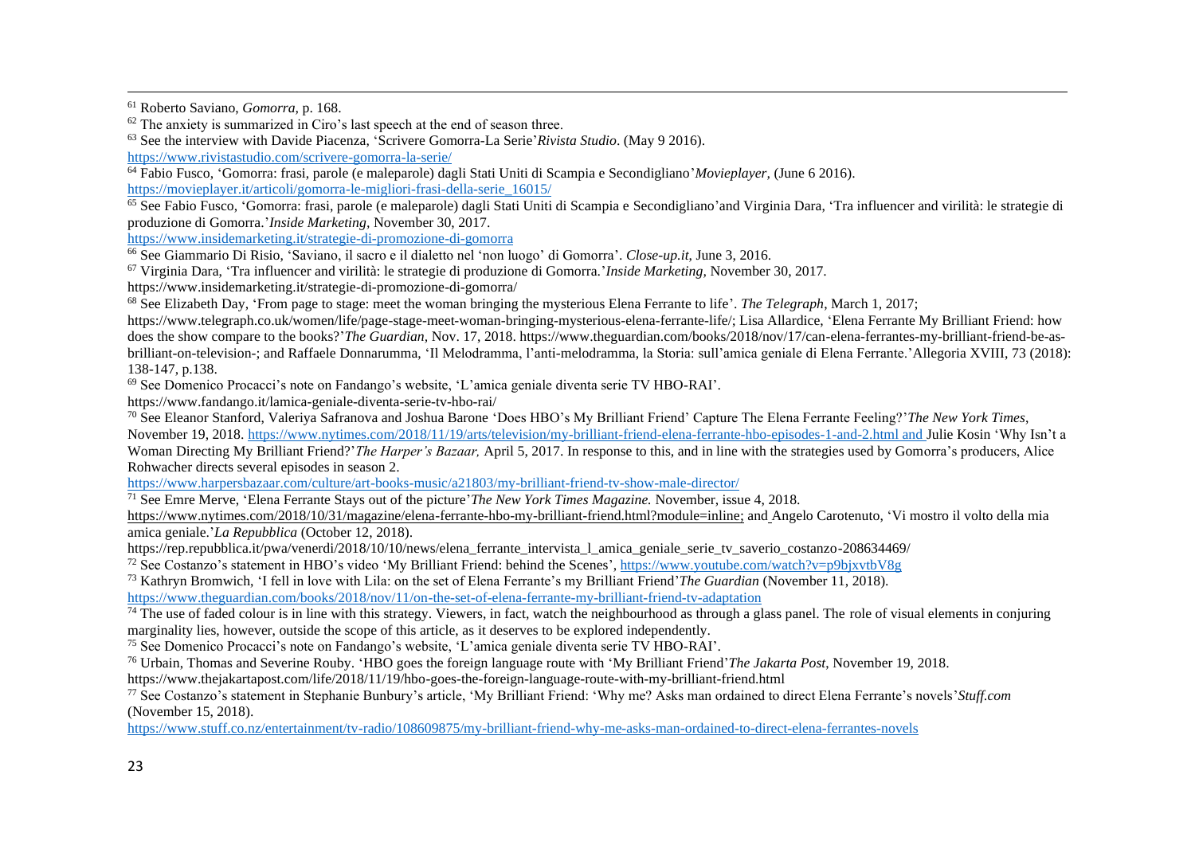[61] Roberto Saviano, *Gomorra,* p. 168.

[62] The anxiety is summarized in Ciro's last speech at the end of season three.

[63] See the interview with Davide Piacenza, 'Scrivere Gomorra-La Serie'*Rivista Studio*. (May 9 2016). https://www.rivistastudio.com/scrivere-gomorra-la-serie/

[64] Fabio Fusco, 'Gomorra: frasi, parole (e maleparole) dagli Stati Uniti di Scampia e Secondigliano'*Movieplayer*, (June 6 2016). https://movieplayer.it/articoli/gomorra-le-migliori-frasi-della-serie_16015/

[65] See Fabio Fusco, 'Gomorra: frasi, parole (e maleparole) dagli Stati Uniti di Scampia e Secondigliano'and Virginia Dara, 'Tra influencer and virilità: le strategie di produzione di Gomorra.'*Inside Marketing*, November 30, 2017. https://www.insidemarketing.it/strategie-di-promozione-di-gomorra

[66] See Giammario Di Risio, 'Saviano, il sacro e il dialetto nel 'non luogo' di Gomorra'. *Close-up.it*, June 3, 2016.

[67] Virginia Dara, 'Tra influencer and virilità: le strategie di produzione di Gomorra.'*Inside Marketing,* November 30, 2017. https://www.insidemarketing.it/strategie-di-promozione-di-gomorra/

[68] See Elizabeth Day, 'From page to stage: meet the woman bringing the mysterious Elena Ferrante to life'. *The Telegraph*, March 1, 2017; https://www.telegraph.co.uk/women/life/page-stage-meet-woman-bringing-mysterious-elena-ferrante-life/; Lisa Allardice, 'Elena Ferrante My Brilliant Friend: how does the show compare to the books?'*The Guardian,* Nov. 17, 2018. https://www.theguardian.com/books/2018/nov/17/can-elena-ferrantes-my-brilliant-friend-be-as-brilliant-on-television-; and Raffaele Donnarumma, 'Il Melodramma, l'anti-melodramma, la Storia: sull'amica geniale di Elena Ferrante.'Allegoria XVIII, 73 (2018): 138-147, p.138.

[69] See Domenico Procacci's note on Fandango's website, 'L'amica geniale diventa serie TV HBO-RAI'. https://www.fandango.it/lamica-geniale-diventa-serie-tv-hbo-rai/

[70] See Eleanor Stanford, Valeriya Safranova and Joshua Barone 'Does HBO's My Brilliant Friend' Capture The Elena Ferrante Feeling?'*The New York Times*, November 19, 2018. https://www.nytimes.com/2018/11/19/arts/television/my-brilliant-friend-elena-ferrante-hbo-episodes-1-and-2.html and Julie Kosin 'Why Isn't a Woman Directing My Brilliant Friend?'*The Harper's Bazaar,* April 5, 2017. In response to this, and in line with the strategies used by Gomorra's producers, Alice Rohwacher directs several episodes in season 2. https://www.harpersbazaar.com/culture/art-books-music/a21803/my-brilliant-friend-tv-show-male-director/

[71] See Emre Merve, 'Elena Ferrante Stays out of the picture'*The New York Times Magazine.* November, issue 4, 2018. https://www.nytimes.com/2018/10/31/magazine/elena-ferrante-hbo-my-brilliant-friend.html?module=inline; and Angelo Carotenuto, 'Vi mostro il volto della mia amica geniale.'*La Repubblica* (October 12, 2018). https://rep.repubblica.it/pwa/venerdi/2018/10/10/news/elena_ferrante_intervista_l_amica_geniale_serie_tv_saverio_costanzo-208634469/

[72] See Costanzo's statement in HBO's video 'My Brilliant Friend: behind the Scenes', https://www.youtube.com/watch?v=p9bjxvtbV8g

[73] Kathryn Bromwich, 'I fell in love with Lila: on the set of Elena Ferrante's my Brilliant Friend'*The Guardian* (November 11, 2018). https://www.theguardian.com/books/2018/nov/11/on-the-set-of-elena-ferrante-my-brilliant-friend-tv-adaptation

[74] The use of faded colour is in line with this strategy. Viewers, in fact, watch the neighbourhood as through a glass panel. The role of visual elements in conjuring marginality lies, however, outside the scope of this article, as it deserves to be explored independently.

[75] See Domenico Procacci's note on Fandango's website, 'L'amica geniale diventa serie TV HBO-RAI'.

[76] Urbain, Thomas and Severine Rouby. 'HBO goes the foreign language route with 'My Brilliant Friend'*The Jakarta Post*, November 19, 2018. https://www.thejakartapost.com/life/2018/11/19/hbo-goes-the-foreign-language-route-with-my-brilliant-friend.html

[77] See Costanzo's statement in Stephanie Bunbury's article, 'My Brilliant Friend: 'Why me? Asks man ordained to direct Elena Ferrante's novels'*Stuff.com* (November 15, 2018). https://www.stuff.co.nz/entertainment/tv-radio/108609875/my-brilliant-friend-why-me-asks-man-ordained-to-direct-elena-ferrantes-novels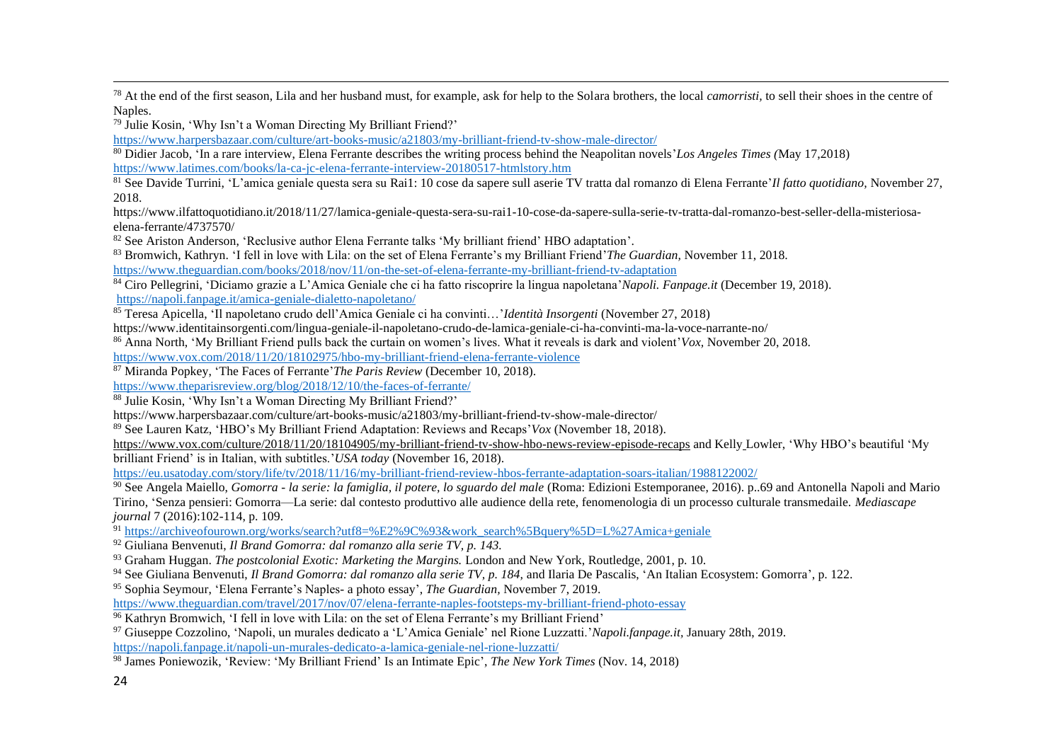[78] At the end of the first season, Lila and her husband must, for example, ask for help to the Solara brothers, the local *camorristi*, to sell their shoes in the centre of Naples.

[79] Julie Kosin, 'Why Isn't a Woman Directing My Brilliant Friend?' https://www.harpersbazaar.com/culture/art-books-music/a21803/my-brilliant-friend-tv-show-male-director/

[80] Didier Jacob, 'In a rare interview, Elena Ferrante describes the writing process behind the Neapolitan novels'*Los Angeles Times (*May 17,2018) https://www.latimes.com/books/la-ca-jc-elena-ferrante-interview-20180517-htmlstory.htm

[81] See Davide Turrini, 'L'amica geniale questa sera su Rai1: 10 cose da sapere sull aserie TV tratta dal romanzo di Elena Ferrante'*Il fatto quotidiano,* November 27, 2018.

https://www.ilfattoquotidiano.it/2018/11/27/lamica-geniale-questa-sera-su-rai1-10-cose-da-sapere-sulla-serie-tv-tratta-dal-romanzo-best-seller-della-misteriosa-elena-ferrante/4737570/

[82] See Ariston Anderson, 'Reclusive author Elena Ferrante talks 'My brilliant friend' HBO adaptation'.

[83] Bromwich, Kathryn. 'I fell in love with Lila: on the set of Elena Ferrante's my Brilliant Friend'*The Guardian,* November 11, 2018. https://www.theguardian.com/books/2018/nov/11/on-the-set-of-elena-ferrante-my-brilliant-friend-tv-adaptation

[84] Ciro Pellegrini, 'Diciamo grazie a L'Amica Geniale che ci ha fatto riscoprire la lingua napoletana'*Napoli. Fanpage.it* (December 19, 2018). https://napoli.fanpage.it/amica-geniale-dialetto-napoletano/

[85] Teresa Apicella, 'Il napoletano crudo dell'Amica Geniale ci ha convinti…'*Identità Insorgenti* (November 27, 2018) https://www.identitainsorgenti.com/lingua-geniale-il-napoletano-crudo-de-lamica-geniale-ci-ha-convinti-ma-la-voce-narrante-no/

[86] Anna North, 'My Brilliant Friend pulls back the curtain on women's lives. What it reveals is dark and violent'*Vox,* November 20, 2018. https://www.vox.com/2018/11/20/18102975/hbo-my-brilliant-friend-elena-ferrante-violence

[87] Miranda Popkey, 'The Faces of Ferrante'*The Paris Review* (December 10, 2018). https://www.theparisreview.org/blog/2018/12/10/the-faces-of-ferrante/

[88] Julie Kosin, 'Why Isn't a Woman Directing My Brilliant Friend?' https://www.harpersbazaar.com/culture/art-books-music/a21803/my-brilliant-friend-tv-show-male-director/

[89] See Lauren Katz, 'HBO's My Brilliant Friend Adaptation: Reviews and Recaps'*Vox* (November 18, 2018). https://www.vox.com/culture/2018/11/20/18104905/my-brilliant-friend-tv-show-hbo-news-review-episode-recaps and Kelly Lowler, 'Why HBO's beautiful 'My brilliant Friend' is in Italian, with subtitles.'*USA today* (November 16, 2018). https://eu.usatoday.com/story/life/tv/2018/11/16/my-brilliant-friend-review-hbos-ferrante-adaptation-soars-italian/1988122002/

[90] See Angela Maiello, *Gomorra - la serie: la famiglia, il potere, lo sguardo del male* (Roma: Edizioni Estemporanee, 2016). p..69 and Antonella Napoli and Mario Tirino, 'Senza pensieri: Gomorra—La serie: dal contesto produttivo alle audience della rete, fenomenologia di un processo culturale transmedaile. *Mediascape journal* 7 (2016):102-114, p. 109.

[91] https://archiveofourown.org/works/search?utf8=%E2%9C%93&work_search%5Bquery%5D=L%27Amica+geniale

[92] Giuliana Benvenuti, *Il Brand Gomorra: dal romanzo alla serie TV, p. 143.*

[93] Graham Huggan. *The postcolonial Exotic: Marketing the Margins.* London and New York, Routledge, 2001, p. 10.

[94] See Giuliana Benvenuti, *Il Brand Gomorra: dal romanzo alla serie TV, p. 184,* and Ilaria De Pascalis, 'An Italian Ecosystem: Gomorra', p. 122.

[95] Sophia Seymour, 'Elena Ferrante's Naples- a photo essay', *The Guardian,* November 7, 2019. https://www.theguardian.com/travel/2017/nov/07/elena-ferrante-naples-footsteps-my-brilliant-friend-photo-essay

[96] Kathryn Bromwich, 'I fell in love with Lila: on the set of Elena Ferrante's my Brilliant Friend'

[97] Giuseppe Cozzolino, 'Napoli, un murales dedicato a 'L'Amica Geniale' nel Rione Luzzatti.'*Napoli.fanpage.it,* January 28th, 2019. https://napoli.fanpage.it/napoli-un-murales-dedicato-a-lamica-geniale-nel-rione-luzzatti/

[98] James Poniewozik, 'Review: 'My Brilliant Friend' Is an Intimate Epic', *The New York Times* (Nov. 14, 2018)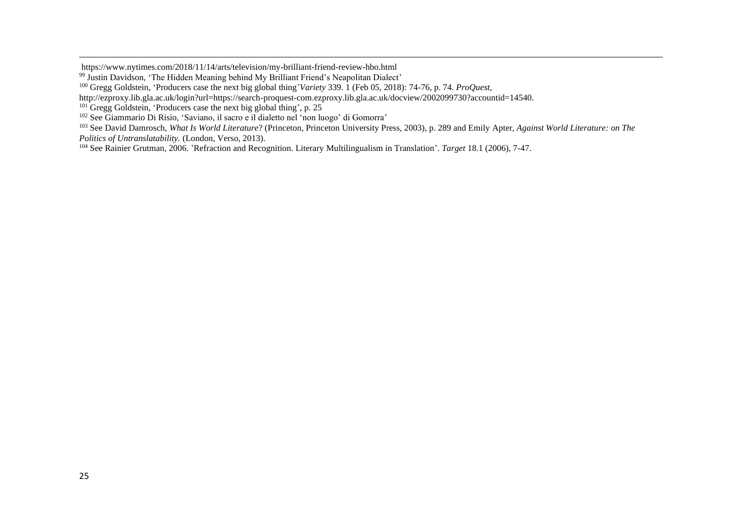https://www.nytimes.com/2018/11/14/arts/television/my-brilliant-friend-review-hbo.html

[99] Justin Davidson, 'The Hidden Meaning behind My Brilliant Friend's Neapolitan Dialect'

[100] Gregg Goldstein, 'Producers case the next big global thing'*Variety* 339. 1 (Feb 05, 2018): 74-76, p. 74. *ProQuest,* http://ezproxy.lib.gla.ac.uk/login?url=https://search-proquest-com.ezproxy.lib.gla.ac.uk/docview/2002099730?accountid=14540.

[101] Gregg Goldstein, 'Producers case the next big global thing', p. 25

[102] See Giammario Di Risio, 'Saviano, il sacro e il dialetto nel 'non luogo' di Gomorra'

[103] See David Damrosch, *What Is World Literature*? (Princeton, Princeton University Press, 2003), p. 289 and Emily Apter, *Against World Literature: on The Politics of Untranslatability.* (London, Verso, 2013).

[104] See Rainier Grutman, 2006. 'Refraction and Recognition. Literary Multilingualism in Translation'. *Target* 18.1 (2006), 7-47.